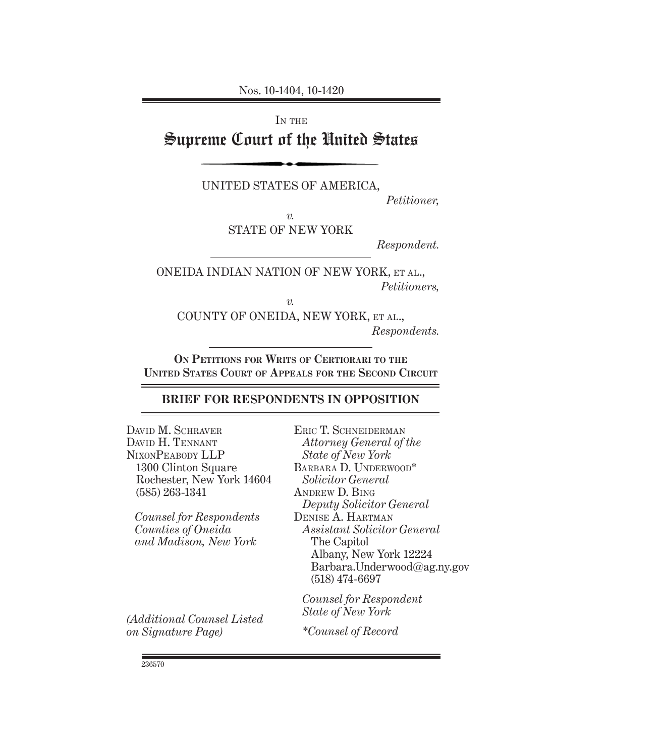Nos. 10-1404, 10-1420

IN THE

# Supreme Court of the United States

UNITED STATES OF AMERICA,

*Petitioner,*

*v.*

STATE OF NEW YORK

*Respondent.*

ONEIDA INDIAN NATION OF NEW YORK, ET AL.,

*Petitioners,*

*v.*

COUNTY OF ONEIDA, NEW YORK, ET AL.,

*Respondents.*

**ON PETITIONS FOR WRITS OF CERTIORARI TO THE UNITED STATES COURT OF APPEALS FOR THE SECOND CIRCUIT**

## BRIEF FOR RESPONDENTS IN OPPOSITION

DAVID M. SCHRAVER
DAVID H. TENNANT
NIXONPEABODY LLP
1300 Clinton Square
Rochester, New York 14604
(585) 263-1341

*Counsel for Respondents Counties of Oneida and Madison, New York*

ERIC T. SCHNEIDERMAN
*Attorney General of the State of New York*
BARBARA D. UNDERWOOD*
*Solicitor General*
ANDREW D. BING
*Deputy Solicitor General*
DENISE A. HARTMAN
*Assistant Solicitor General*
The Capitol
Albany, New York 12224
Barbara.Underwood@ag.ny.gov
(518) 474-6697

*Counsel for Respondent State of New York*

*(Additional Counsel Listed on Signature Page)*

*\*Counsel of Record*

236570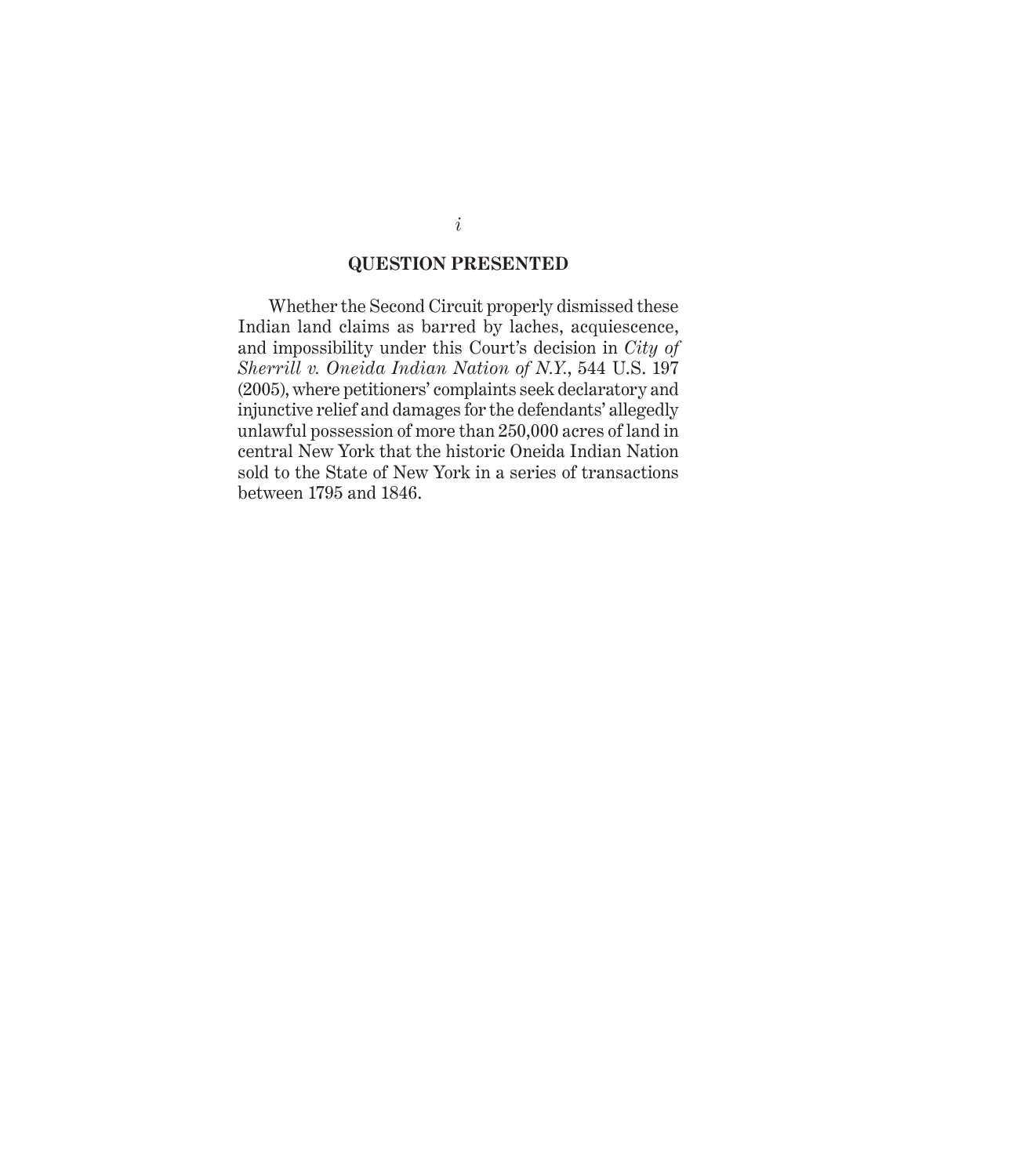## QUESTION PRESENTED

Whether the Second Circuit properly dismissed these Indian land claims as barred by laches, acquiescence, and impossibility under this Court's decision in *City of Sherrill v. Oneida Indian Nation of N.Y.*, 544 U.S. 197 (2005), where petitioners' complaints seek declaratory and injunctive relief and damages for the defendants' allegedly unlawful possession of more than 250,000 acres of land in central New York that the historic Oneida Indian Nation sold to the State of New York in a series of transactions between 1795 and 1846.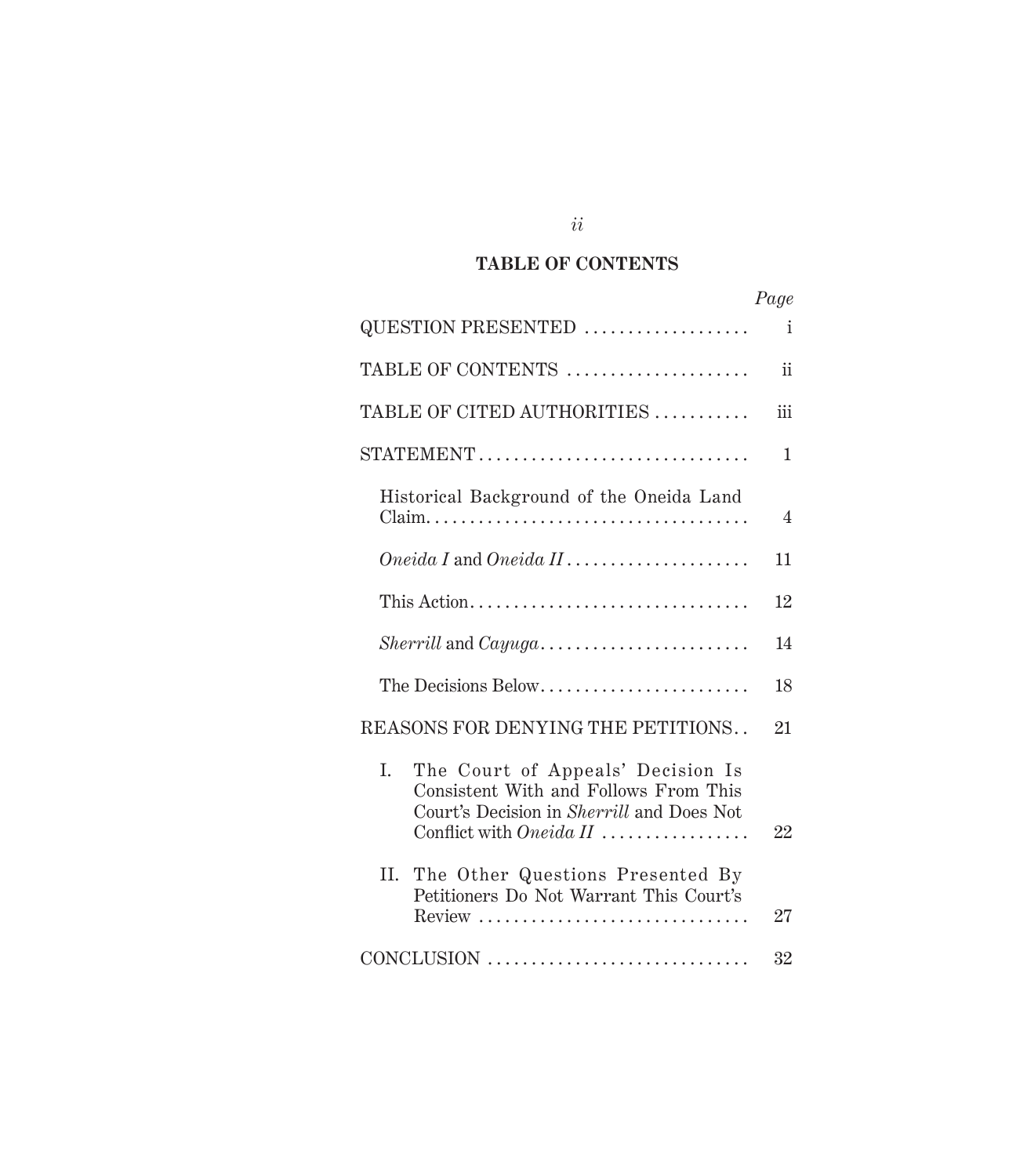## TABLE OF CONTENTS

| | Page |
|---|---|
| QUESTION PRESENTED | i |
| TABLE OF CONTENTS | ii |
| TABLE OF CITED AUTHORITIES | iii |
| STATEMENT | 1 |
| Historical Background of the Oneida Land Claim | 4 |
| *Oneida I* and *Oneida II* | 11 |
| This Action | 12 |
| *Sherrill* and *Cayuga* | 14 |
| The Decisions Below | 18 |
| REASONS FOR DENYING THE PETITIONS | 21 |
| I. The Court of Appeals' Decision Is Consistent With and Follows From This Court's Decision in *Sherrill* and Does Not Conflict with *Oneida II* | 22 |
| II. The Other Questions Presented By Petitioners Do Not Warrant This Court's Review | 27 |
| CONCLUSION | 32 |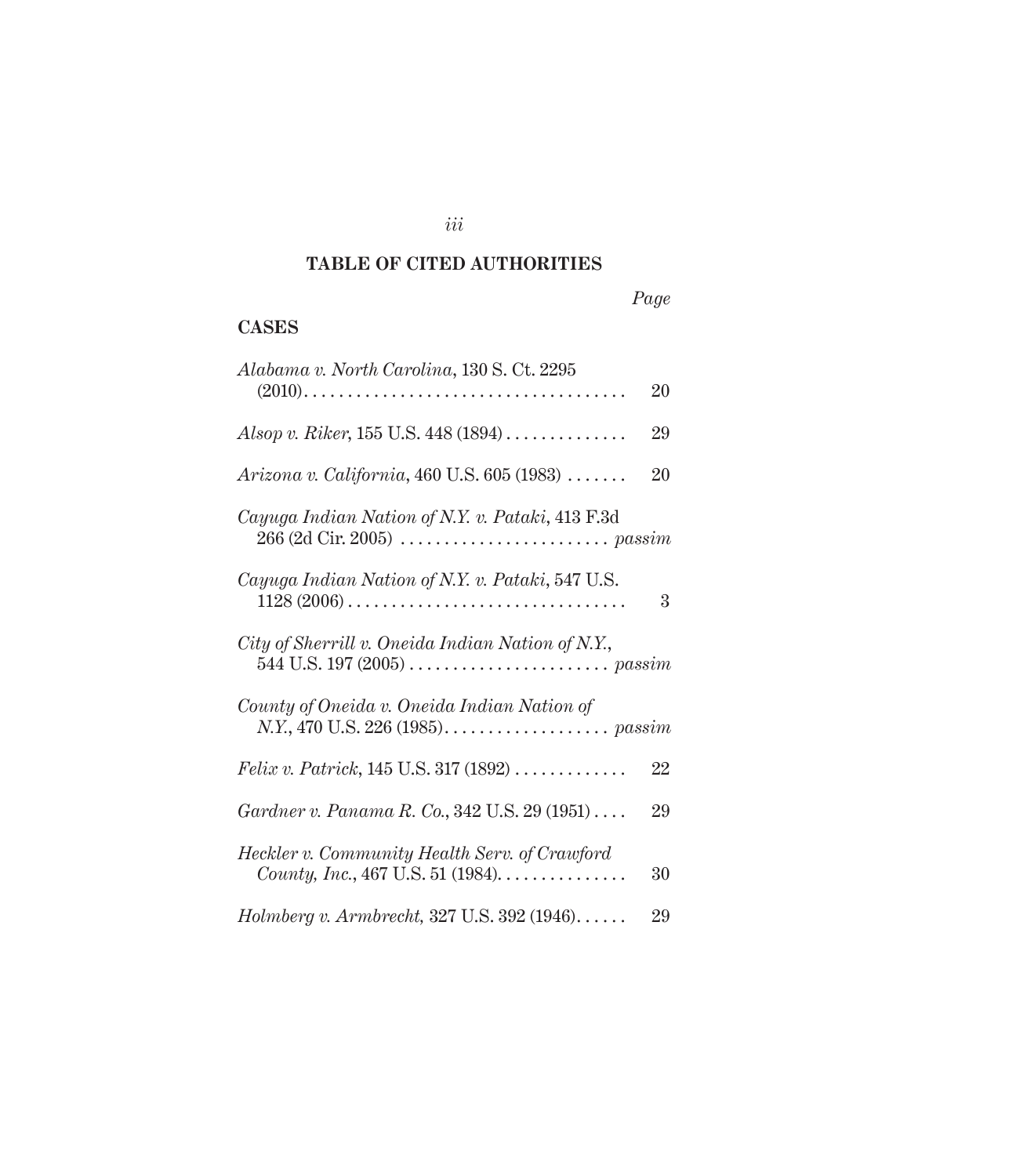## TABLE OF CITED AUTHORITIES

*Page*

**CASES**

*Alabama v. North Carolina*, 130 S. Ct. 2295 (2010) . . . . . . . . . . . . . . . . . . . . . . . . . . . . . . . . . . . . . 20

*Alsop v. Riker*, 155 U.S. 448 (1894) . . . . . . . . . . . . . . 29

*Arizona v. California*, 460 U.S. 605 (1983) . . . . . . . 20

*Cayuga Indian Nation of N.Y. v. Pataki*, 413 F.3d 266 (2d Cir. 2005) . . . . . . . . . . . . . . . . . . . . . . . . *passim*

*Cayuga Indian Nation of N.Y. v. Pataki*, 547 U.S. 1128 (2006) . . . . . . . . . . . . . . . . . . . . . . . . . . . . . . . . 3

*City of Sherrill v. Oneida Indian Nation of N.Y.*, 544 U.S. 197 (2005) . . . . . . . . . . . . . . . . . . . . . . . *passim*

*County of Oneida v. Oneida Indian Nation of N.Y.*, 470 U.S. 226 (1985). . . . . . . . . . . . . . . . . . . *passim*

*Felix v. Patrick*, 145 U.S. 317 (1892) . . . . . . . . . . . . . 22

*Gardner v. Panama R. Co.*, 342 U.S. 29 (1951) . . . . 29

*Heckler v. Community Health Serv. of Crawford County, Inc.*, 467 U.S. 51 (1984). . . . . . . . . . . . . . . 30

*Holmberg v. Armbrecht,* 327 U.S. 392 (1946). . . . . . 29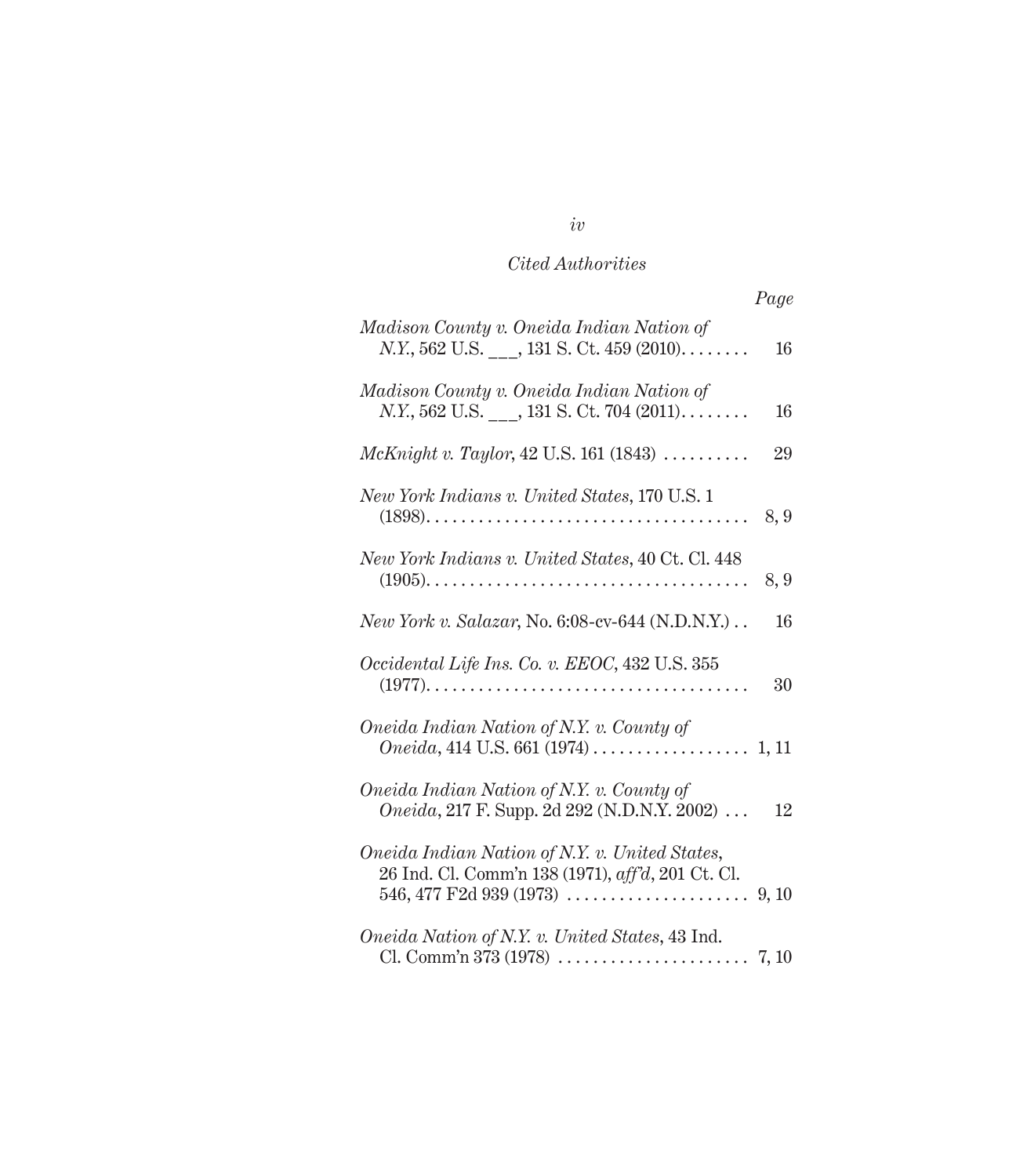*Cited Authorities*

| | Page |
|---|---|
| *Madison County v. Oneida Indian Nation of N.Y.*, 562 U.S. ___, 131 S. Ct. 459 (2010) | 16 |
| *Madison County v. Oneida Indian Nation of N.Y.*, 562 U.S. ___, 131 S. Ct. 704 (2011) | 16 |
| *McKnight v. Taylor*, 42 U.S. 161 (1843) | 29 |
| *New York Indians v. United States*, 170 U.S. 1 (1898) | 8, 9 |
| *New York Indians v. United States*, 40 Ct. Cl. 448 (1905) | 8, 9 |
| *New York v. Salazar*, No. 6:08-cv-644 (N.D.N.Y.) | 16 |
| *Occidental Life Ins. Co. v. EEOC*, 432 U.S. 355 (1977) | 30 |
| *Oneida Indian Nation of N.Y. v. County of Oneida*, 414 U.S. 661 (1974) | 1, 11 |
| *Oneida Indian Nation of N.Y. v. County of Oneida*, 217 F. Supp. 2d 292 (N.D.N.Y. 2002) | 12 |
| *Oneida Indian Nation of N.Y. v. United States*, 26 Ind. Cl. Comm'n 138 (1971), *aff'd*, 201 Ct. Cl. 546, 477 F2d 939 (1973) | 9, 10 |
| *Oneida Nation of N.Y. v. United States*, 43 Ind. Cl. Comm'n 373 (1978) | 7, 10 |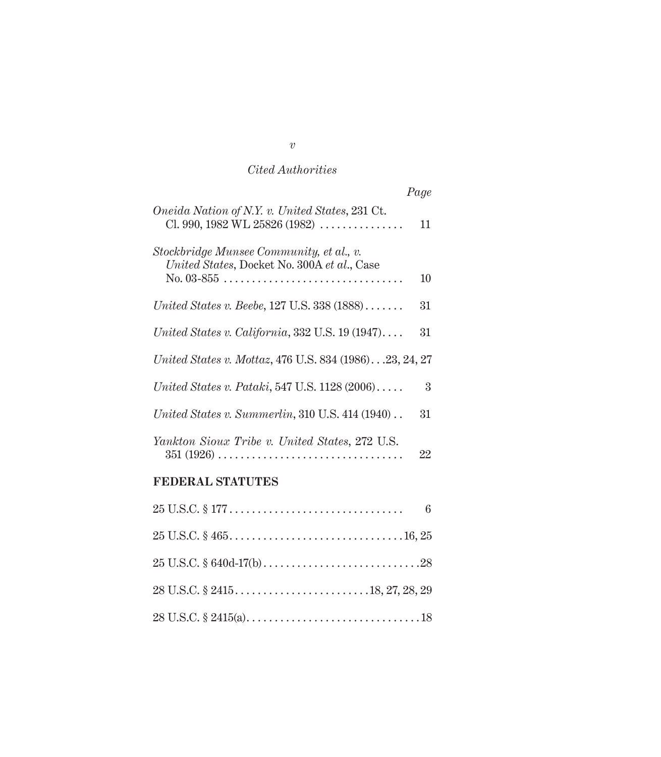*Cited Authorities*

| | Page |
|---|---|
| *Oneida Nation of N.Y. v. United States*, 231 Ct. Cl. 990, 1982 WL 25826 (1982) | 11 |
| *Stockbridge Munsee Community, et al., v. United States*, Docket No. 300A *et al.*, Case No. 03-855 | 10 |
| *United States v. Beebe*, 127 U.S. 338 (1888) | 31 |
| *United States v. California*, 332 U.S. 19 (1947) | 31 |
| *United States v. Mottaz*, 476 U.S. 834 (1986) | 23, 24, 27 |
| *United States v. Pataki*, 547 U.S. 1128 (2006) | 3 |
| *United States v. Summerlin*, 310 U.S. 414 (1940) | 31 |
| *Yankton Sioux Tribe v. United States*, 272 U.S. 351 (1926) | 22 |

**FEDERAL STATUTES**

| | |
|---|---|
| 25 U.S.C. § 177 | 6 |
| 25 U.S.C. § 465 | 16, 25 |
| 25 U.S.C. § 640d-17(b) | 28 |
| 28 U.S.C. § 2415 | 18, 27, 28, 29 |
| 28 U.S.C. § 2415(a) | 18 |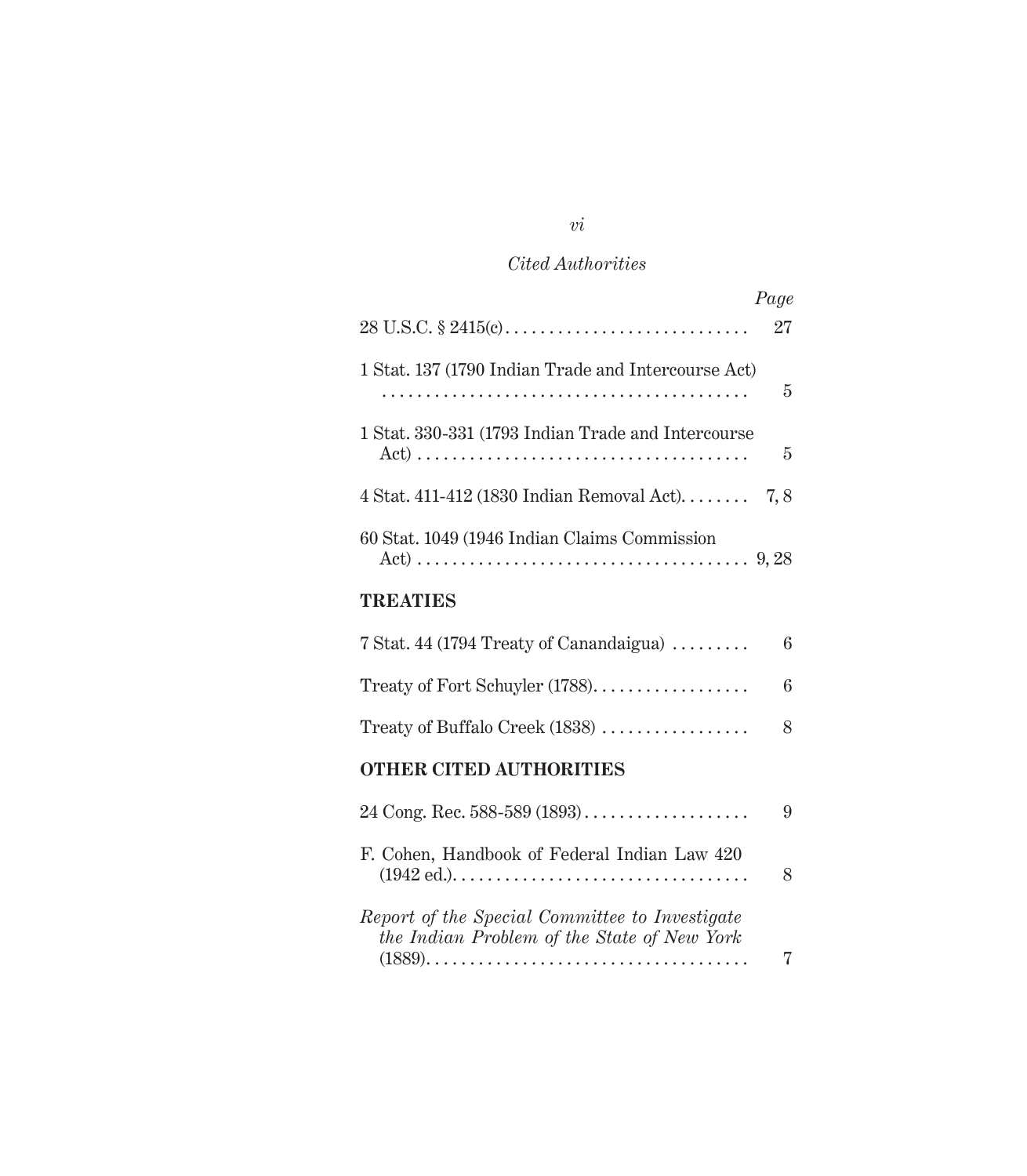*Cited Authorities*

| | Page |
|---|---|
| 28 U.S.C. § 2415(c) | 27 |
| 1 Stat. 137 (1790 Indian Trade and Intercourse Act) | 5 |
| 1 Stat. 330-331 (1793 Indian Trade and Intercourse Act) | 5 |
| 4 Stat. 411-412 (1830 Indian Removal Act) | 7, 8 |
| 60 Stat. 1049 (1946 Indian Claims Commission Act) | 9, 28 |

**TREATIES**

| | |
|---|---|
| 7 Stat. 44 (1794 Treaty of Canandaigua) | 6 |
| Treaty of Fort Schuyler (1788) | 6 |
| Treaty of Buffalo Creek (1838) | 8 |

**OTHER CITED AUTHORITIES**

| | |
|---|---|
| 24 Cong. Rec. 588-589 (1893) | 9 |
| F. Cohen, Handbook of Federal Indian Law 420 (1942 ed.) | 8 |
| *Report of the Special Committee to Investigate the Indian Problem of the State of New York* (1889) | 7 |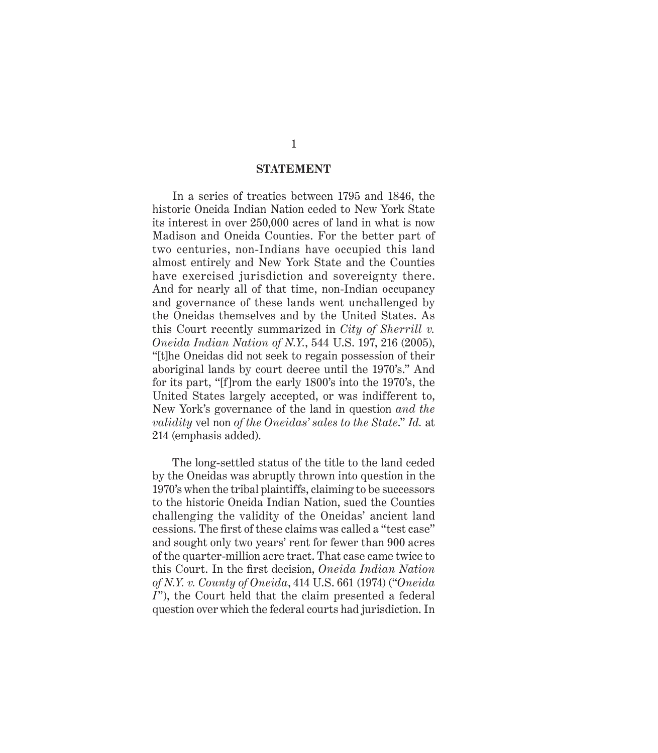## STATEMENT

In a series of treaties between 1795 and 1846, the historic Oneida Indian Nation ceded to New York State its interest in over 250,000 acres of land in what is now Madison and Oneida Counties. For the better part of two centuries, non-Indians have occupied this land almost entirely and New York State and the Counties have exercised jurisdiction and sovereignty there. And for nearly all of that time, non-Indian occupancy and governance of these lands went unchallenged by the Oneidas themselves and by the United States. As this Court recently summarized in *City of Sherrill v. Oneida Indian Nation of N.Y.*, 544 U.S. 197, 216 (2005), "[t]he Oneidas did not seek to regain possession of their aboriginal lands by court decree until the 1970's." And for its part, "[f]rom the early 1800's into the 1970's, the United States largely accepted, or was indifferent to, New York's governance of the land in question *and the validity* vel non *of the Oneidas' sales to the State*." *Id.* at 214 (emphasis added).

The long-settled status of the title to the land ceded by the Oneidas was abruptly thrown into question in the 1970's when the tribal plaintiffs, claiming to be successors to the historic Oneida Indian Nation, sued the Counties challenging the validity of the Oneidas' ancient land cessions. The first of these claims was called a "test case" and sought only two years' rent for fewer than 900 acres of the quarter-million acre tract. That case came twice to this Court. In the first decision, *Oneida Indian Nation of N.Y. v. County of Oneida*, 414 U.S. 661 (1974) ("*Oneida I*"), the Court held that the claim presented a federal question over which the federal courts had jurisdiction. In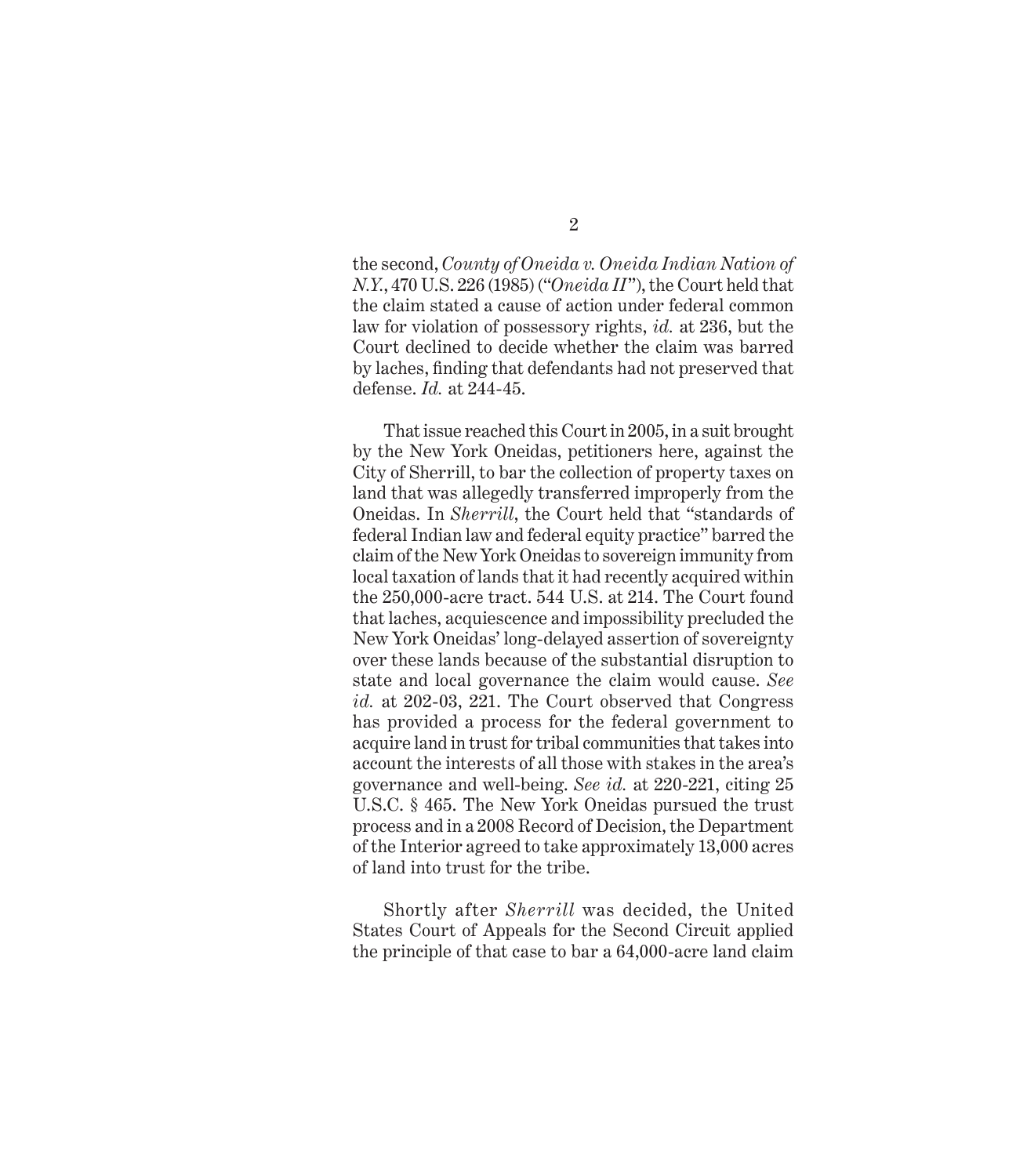the second, *County of Oneida v. Oneida Indian Nation of N.Y.*, 470 U.S. 226 (1985) ("*Oneida II*"), the Court held that the claim stated a cause of action under federal common law for violation of possessory rights, *id.* at 236, but the Court declined to decide whether the claim was barred by laches, finding that defendants had not preserved that defense. *Id.* at 244-45.

That issue reached this Court in 2005, in a suit brought by the New York Oneidas, petitioners here, against the City of Sherrill, to bar the collection of property taxes on land that was allegedly transferred improperly from the Oneidas. In *Sherrill*, the Court held that "standards of federal Indian law and federal equity practice" barred the claim of the New York Oneidas to sovereign immunity from local taxation of lands that it had recently acquired within the 250,000-acre tract. 544 U.S. at 214. The Court found that laches, acquiescence and impossibility precluded the New York Oneidas' long-delayed assertion of sovereignty over these lands because of the substantial disruption to state and local governance the claim would cause. *See id.* at 202-03, 221. The Court observed that Congress has provided a process for the federal government to acquire land in trust for tribal communities that takes into account the interests of all those with stakes in the area's governance and well-being. *See id.* at 220-221, citing 25 U.S.C. § 465. The New York Oneidas pursued the trust process and in a 2008 Record of Decision, the Department of the Interior agreed to take approximately 13,000 acres of land into trust for the tribe.

Shortly after *Sherrill* was decided, the United States Court of Appeals for the Second Circuit applied the principle of that case to bar a 64,000-acre land claim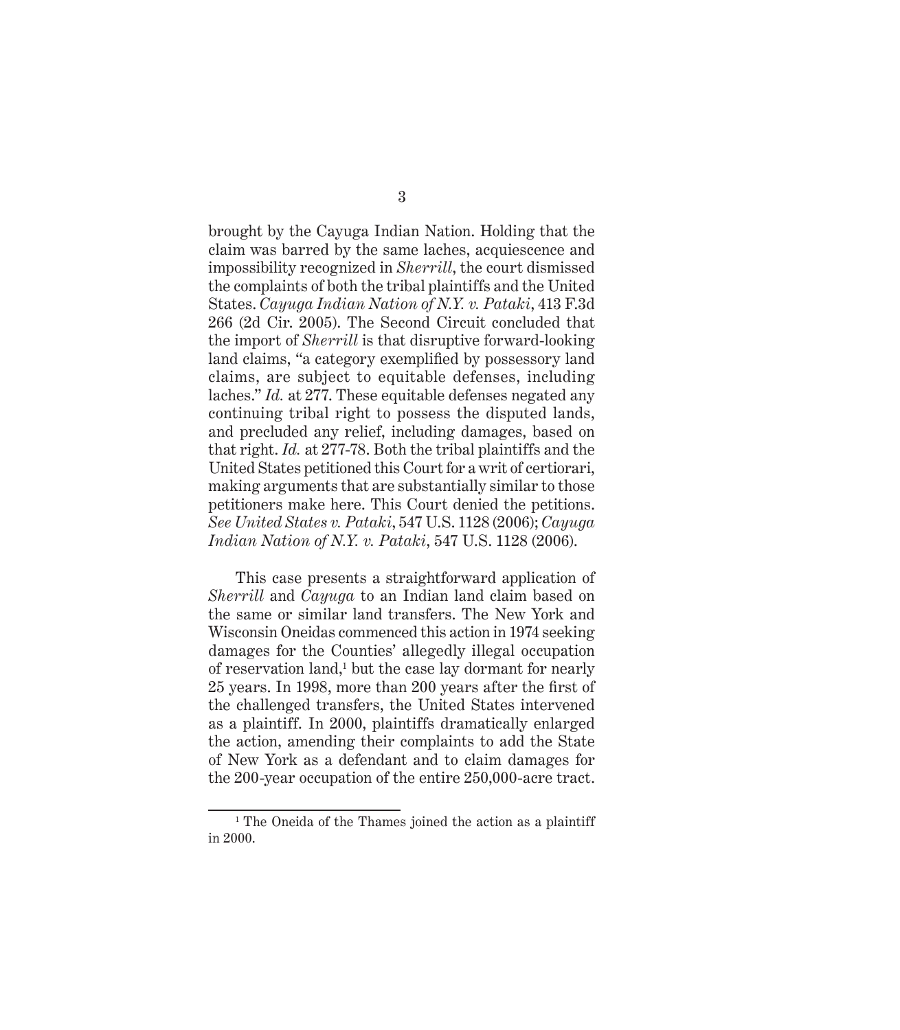brought by the Cayuga Indian Nation. Holding that the claim was barred by the same laches, acquiescence and impossibility recognized in *Sherrill*, the court dismissed the complaints of both the tribal plaintiffs and the United States. *Cayuga Indian Nation of N.Y. v. Pataki*, 413 F.3d 266 (2d Cir. 2005). The Second Circuit concluded that the import of *Sherrill* is that disruptive forward-looking land claims, "a category exemplified by possessory land claims, are subject to equitable defenses, including laches." *Id.* at 277. These equitable defenses negated any continuing tribal right to possess the disputed lands, and precluded any relief, including damages, based on that right. *Id.* at 277-78. Both the tribal plaintiffs and the United States petitioned this Court for a writ of certiorari, making arguments that are substantially similar to those petitioners make here. This Court denied the petitions. *See United States v. Pataki*, 547 U.S. 1128 (2006); *Cayuga Indian Nation of N.Y. v. Pataki*, 547 U.S. 1128 (2006).

This case presents a straightforward application of *Sherrill* and *Cayuga* to an Indian land claim based on the same or similar land transfers. The New York and Wisconsin Oneidas commenced this action in 1974 seeking damages for the Counties' allegedly illegal occupation of reservation land,[1] but the case lay dormant for nearly 25 years. In 1998, more than 200 years after the first of the challenged transfers, the United States intervened as a plaintiff. In 2000, plaintiffs dramatically enlarged the action, amending their complaints to add the State of New York as a defendant and to claim damages for the 200-year occupation of the entire 250,000-acre tract.

[1] The Oneida of the Thames joined the action as a plaintiff in 2000.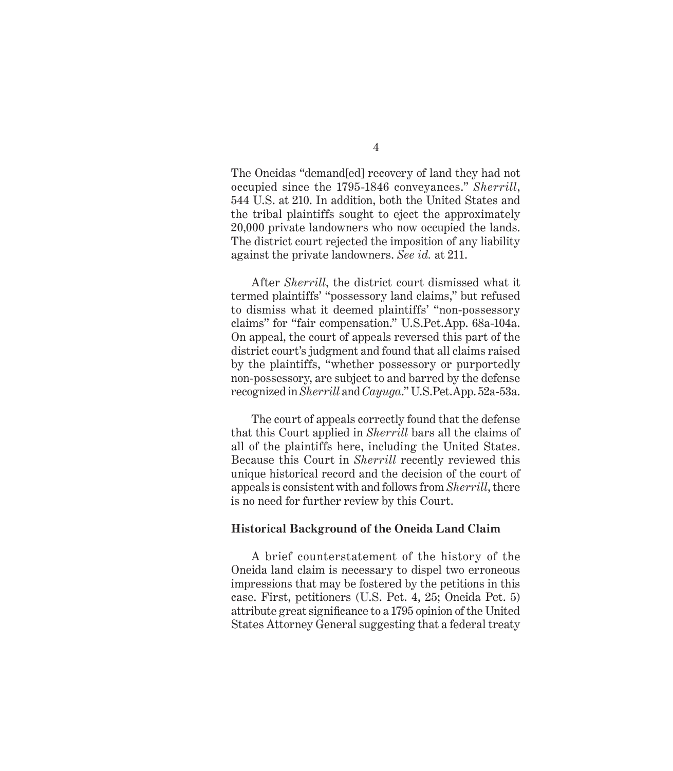The Oneidas "demand[ed] recovery of land they had not occupied since the 1795-1846 conveyances." *Sherrill*, 544 U.S. at 210. In addition, both the United States and the tribal plaintiffs sought to eject the approximately 20,000 private landowners who now occupied the lands. The district court rejected the imposition of any liability against the private landowners. *See id.* at 211.

After *Sherrill*, the district court dismissed what it termed plaintiffs' "possessory land claims," but refused to dismiss what it deemed plaintiffs' "non-possessory claims" for "fair compensation." U.S.Pet.App. 68a-104a. On appeal, the court of appeals reversed this part of the district court's judgment and found that all claims raised by the plaintiffs, "whether possessory or purportedly non-possessory, are subject to and barred by the defense recognized in *Sherrill* and *Cayuga*." U.S.Pet.App. 52a-53a.

The court of appeals correctly found that the defense that this Court applied in *Sherrill* bars all the claims of all of the plaintiffs here, including the United States. Because this Court in *Sherrill* recently reviewed this unique historical record and the decision of the court of appeals is consistent with and follows from *Sherrill*, there is no need for further review by this Court.

**Historical Background of the Oneida Land Claim**

A brief counterstatement of the history of the Oneida land claim is necessary to dispel two erroneous impressions that may be fostered by the petitions in this case. First, petitioners (U.S. Pet. 4, 25; Oneida Pet. 5) attribute great significance to a 1795 opinion of the United States Attorney General suggesting that a federal treaty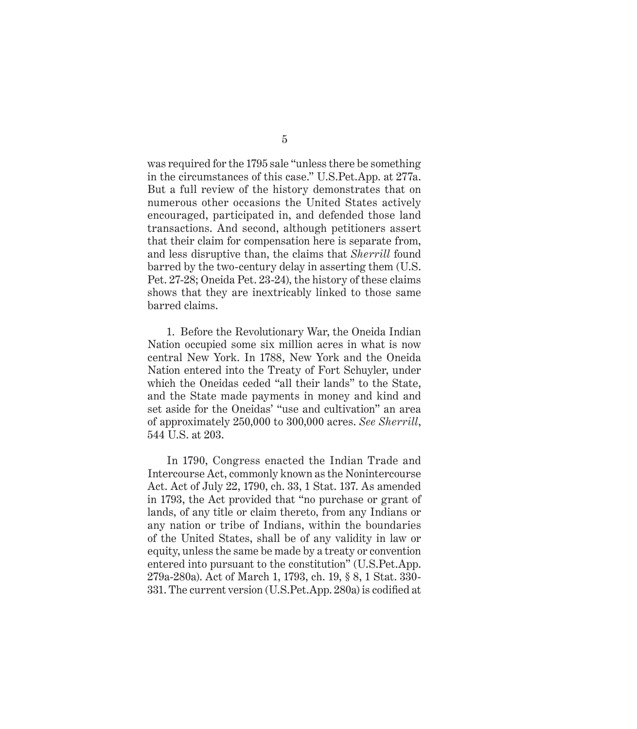was required for the 1795 sale "unless there be something in the circumstances of this case." U.S.Pet.App. at 277a. But a full review of the history demonstrates that on numerous other occasions the United States actively encouraged, participated in, and defended those land transactions. And second, although petitioners assert that their claim for compensation here is separate from, and less disruptive than, the claims that *Sherrill* found barred by the two-century delay in asserting them (U.S. Pet. 27-28; Oneida Pet. 23-24), the history of these claims shows that they are inextricably linked to those same barred claims.

1. Before the Revolutionary War, the Oneida Indian Nation occupied some six million acres in what is now central New York. In 1788, New York and the Oneida Nation entered into the Treaty of Fort Schuyler, under which the Oneidas ceded "all their lands" to the State, and the State made payments in money and kind and set aside for the Oneidas' "use and cultivation" an area of approximately 250,000 to 300,000 acres. *See Sherrill*, 544 U.S. at 203.

In 1790, Congress enacted the Indian Trade and Intercourse Act, commonly known as the Nonintercourse Act. Act of July 22, 1790, ch. 33, 1 Stat. 137. As amended in 1793, the Act provided that "no purchase or grant of lands, of any title or claim thereto, from any Indians or any nation or tribe of Indians, within the boundaries of the United States, shall be of any validity in law or equity, unless the same be made by a treaty or convention entered into pursuant to the constitution" (U.S.Pet.App. 279a-280a). Act of March 1, 1793, ch. 19, § 8, 1 Stat. 330-331. The current version (U.S.Pet.App. 280a) is codified at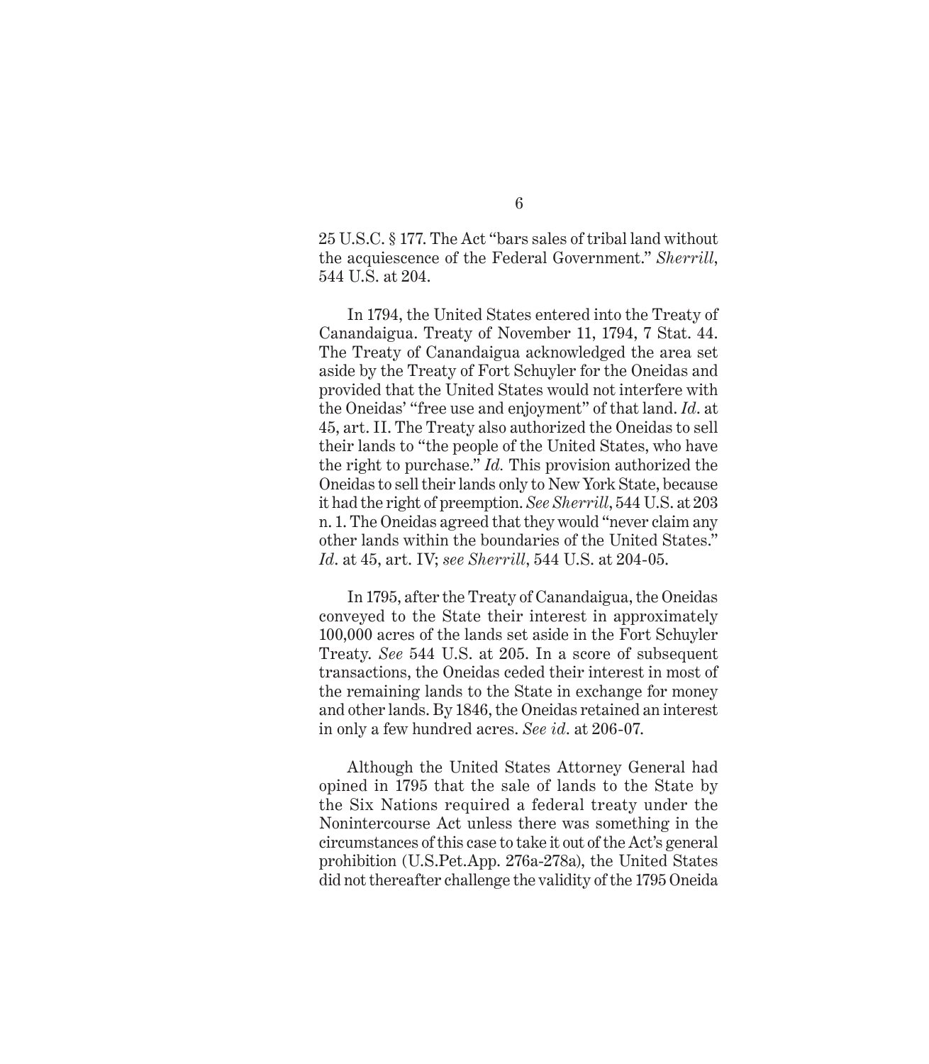25 U.S.C. § 177. The Act "bars sales of tribal land without the acquiescence of the Federal Government." *Sherrill*, 544 U.S. at 204.

In 1794, the United States entered into the Treaty of Canandaigua. Treaty of November 11, 1794, 7 Stat. 44. The Treaty of Canandaigua acknowledged the area set aside by the Treaty of Fort Schuyler for the Oneidas and provided that the United States would not interfere with the Oneidas' "free use and enjoyment" of that land. *Id*. at 45, art. II. The Treaty also authorized the Oneidas to sell their lands to "the people of the United States, who have the right to purchase." *Id.* This provision authorized the Oneidas to sell their lands only to New York State, because it had the right of preemption. *See Sherrill*, 544 U.S. at 203 n. 1. The Oneidas agreed that they would "never claim any other lands within the boundaries of the United States." *Id*. at 45, art. IV; *see Sherrill*, 544 U.S. at 204-05.

In 1795, after the Treaty of Canandaigua, the Oneidas conveyed to the State their interest in approximately 100,000 acres of the lands set aside in the Fort Schuyler Treaty. *See* 544 U.S. at 205. In a score of subsequent transactions, the Oneidas ceded their interest in most of the remaining lands to the State in exchange for money and other lands. By 1846, the Oneidas retained an interest in only a few hundred acres. *See id*. at 206-07.

Although the United States Attorney General had opined in 1795 that the sale of lands to the State by the Six Nations required a federal treaty under the Nonintercourse Act unless there was something in the circumstances of this case to take it out of the Act's general prohibition (U.S.Pet.App. 276a-278a), the United States did not thereafter challenge the validity of the 1795 Oneida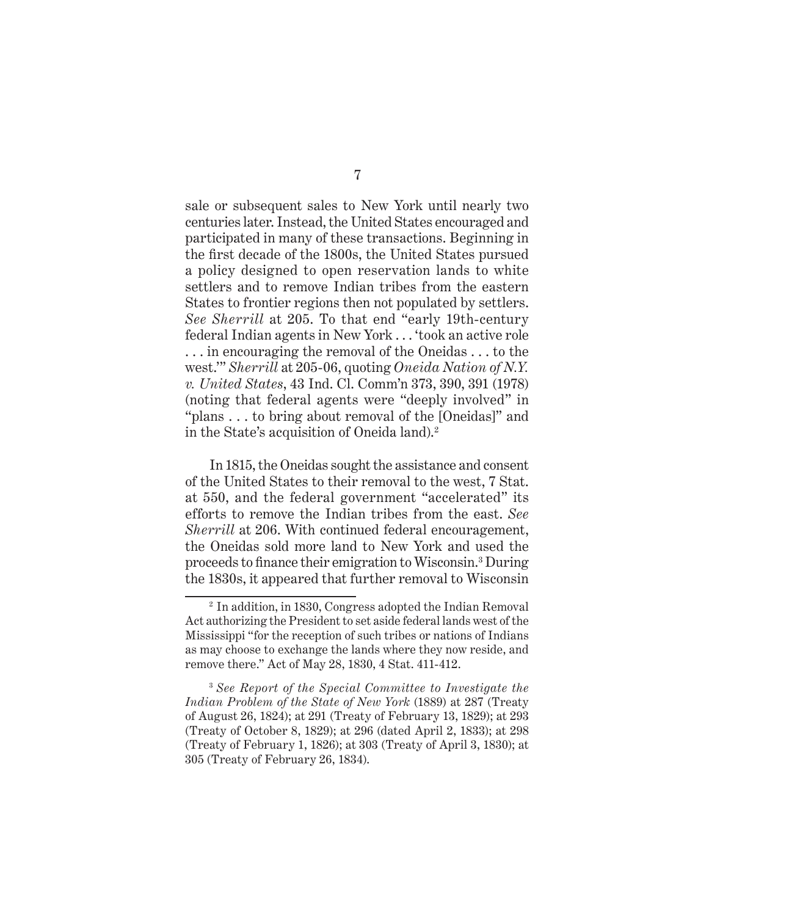sale or subsequent sales to New York until nearly two centuries later. Instead, the United States encouraged and participated in many of these transactions. Beginning in the first decade of the 1800s, the United States pursued a policy designed to open reservation lands to white settlers and to remove Indian tribes from the eastern States to frontier regions then not populated by settlers. *See Sherrill* at 205. To that end "early 19th-century federal Indian agents in New York . . . 'took an active role . . . in encouraging the removal of the Oneidas . . . to the west.'" *Sherrill* at 205-06, quoting *Oneida Nation of N.Y. v. United States*, 43 Ind. Cl. Comm'n 373, 390, 391 (1978) (noting that federal agents were "deeply involved" in "plans . . . to bring about removal of the [Oneidas]" and in the State's acquisition of Oneida land).[2]

In 1815, the Oneidas sought the assistance and consent of the United States to their removal to the west, 7 Stat. at 550, and the federal government "accelerated" its efforts to remove the Indian tribes from the east. *See Sherrill* at 206. With continued federal encouragement, the Oneidas sold more land to New York and used the proceeds to finance their emigration to Wisconsin.[3] During the 1830s, it appeared that further removal to Wisconsin

---

[2] In addition, in 1830, Congress adopted the Indian Removal Act authorizing the President to set aside federal lands west of the Mississippi "for the reception of such tribes or nations of Indians as may choose to exchange the lands where they now reside, and remove there." Act of May 28, 1830, 4 Stat. 411-412.

[3] *See Report of the Special Committee to Investigate the Indian Problem of the State of New York* (1889) at 287 (Treaty of August 26, 1824); at 291 (Treaty of February 13, 1829); at 293 (Treaty of October 8, 1829); at 296 (dated April 2, 1833); at 298 (Treaty of February 1, 1826); at 303 (Treaty of April 3, 1830); at 305 (Treaty of February 26, 1834).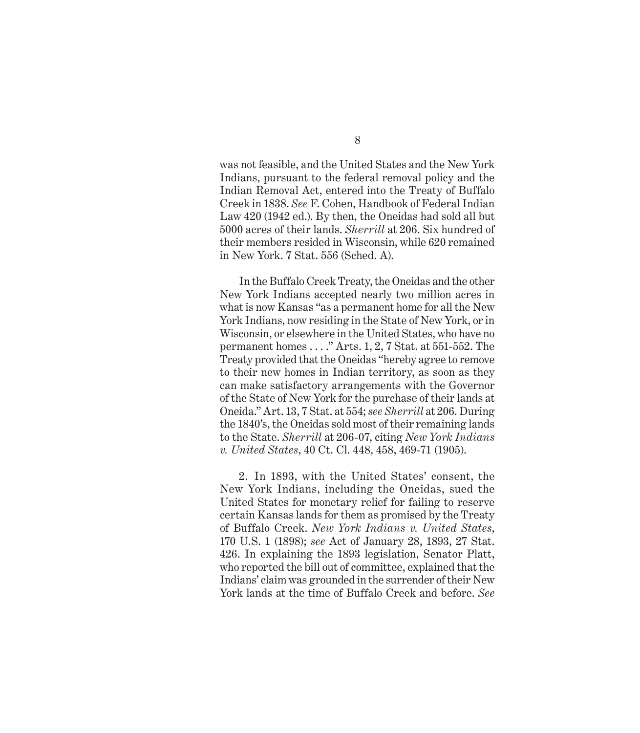was not feasible, and the United States and the New York Indians, pursuant to the federal removal policy and the Indian Removal Act, entered into the Treaty of Buffalo Creek in 1838. *See* F. Cohen, Handbook of Federal Indian Law 420 (1942 ed.). By then, the Oneidas had sold all but 5000 acres of their lands. *Sherrill* at 206. Six hundred of their members resided in Wisconsin, while 620 remained in New York. 7 Stat. 556 (Sched. A).

In the Buffalo Creek Treaty, the Oneidas and the other New York Indians accepted nearly two million acres in what is now Kansas "as a permanent home for all the New York Indians, now residing in the State of New York, or in Wisconsin, or elsewhere in the United States, who have no permanent homes . . . ." Arts. 1, 2, 7 Stat. at 551-552. The Treaty provided that the Oneidas "hereby agree to remove to their new homes in Indian territory, as soon as they can make satisfactory arrangements with the Governor of the State of New York for the purchase of their lands at Oneida." Art. 13, 7 Stat. at 554; *see Sherrill* at 206. During the 1840's, the Oneidas sold most of their remaining lands to the State. *Sherrill* at 206-07, citing *New York Indians v. United States*, 40 Ct. Cl. 448, 458, 469-71 (1905).

2. In 1893, with the United States' consent, the New York Indians, including the Oneidas, sued the United States for monetary relief for failing to reserve certain Kansas lands for them as promised by the Treaty of Buffalo Creek. *New York Indians v. United States*, 170 U.S. 1 (1898); *see* Act of January 28, 1893, 27 Stat. 426. In explaining the 1893 legislation, Senator Platt, who reported the bill out of committee, explained that the Indians' claim was grounded in the surrender of their New York lands at the time of Buffalo Creek and before. *See*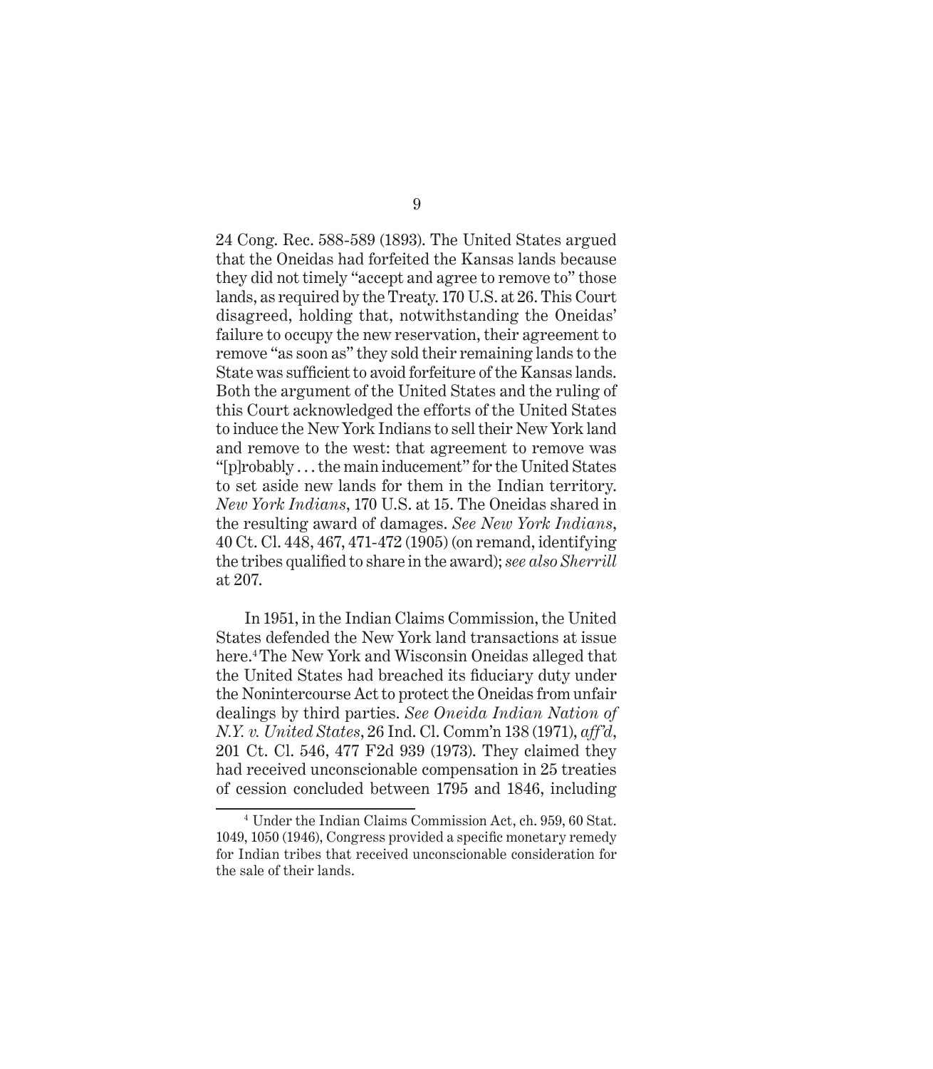24 Cong. Rec. 588-589 (1893). The United States argued that the Oneidas had forfeited the Kansas lands because they did not timely "accept and agree to remove to" those lands, as required by the Treaty. 170 U.S. at 26. This Court disagreed, holding that, notwithstanding the Oneidas' failure to occupy the new reservation, their agreement to remove "as soon as" they sold their remaining lands to the State was sufficient to avoid forfeiture of the Kansas lands. Both the argument of the United States and the ruling of this Court acknowledged the efforts of the United States to induce the New York Indians to sell their New York land and remove to the west: that agreement to remove was "[p]robably . . . the main inducement" for the United States to set aside new lands for them in the Indian territory. *New York Indians*, 170 U.S. at 15. The Oneidas shared in the resulting award of damages. *See New York Indians*, 40 Ct. Cl. 448, 467, 471-472 (1905) (on remand, identifying the tribes qualified to share in the award); *see also Sherrill* at 207.

In 1951, in the Indian Claims Commission, the United States defended the New York land transactions at issue here.[4] The New York and Wisconsin Oneidas alleged that the United States had breached its fiduciary duty under the Nonintercourse Act to protect the Oneidas from unfair dealings by third parties. *See Oneida Indian Nation of N.Y. v. United States*, 26 Ind. Cl. Comm'n 138 (1971), *aff'd*, 201 Ct. Cl. 546, 477 F2d 939 (1973). They claimed they had received unconscionable compensation in 25 treaties of cession concluded between 1795 and 1846, including

---

[4] Under the Indian Claims Commission Act, ch. 959, 60 Stat. 1049, 1050 (1946), Congress provided a specific monetary remedy for Indian tribes that received unconscionable consideration for the sale of their lands.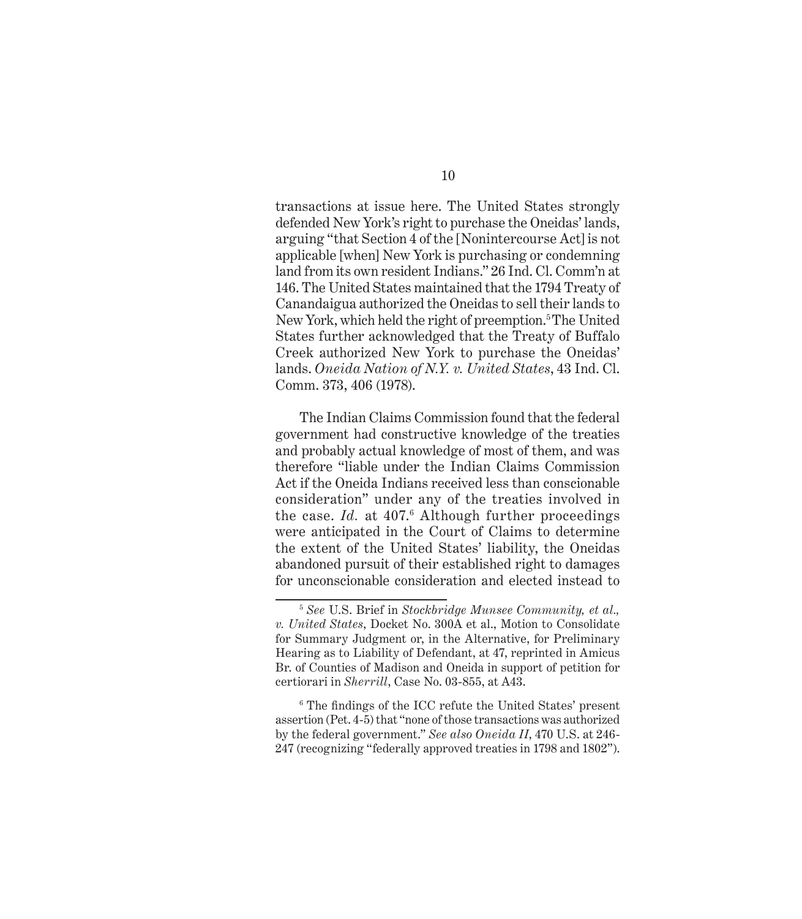transactions at issue here. The United States strongly defended New York's right to purchase the Oneidas' lands, arguing "that Section 4 of the [Nonintercourse Act] is not applicable [when] New York is purchasing or condemning land from its own resident Indians." 26 Ind. Cl. Comm'n at 146. The United States maintained that the 1794 Treaty of Canandaigua authorized the Oneidas to sell their lands to New York, which held the right of preemption.[5] The United States further acknowledged that the Treaty of Buffalo Creek authorized New York to purchase the Oneidas' lands. *Oneida Nation of N.Y. v. United States*, 43 Ind. Cl. Comm. 373, 406 (1978).

The Indian Claims Commission found that the federal government had constructive knowledge of the treaties and probably actual knowledge of most of them, and was therefore "liable under the Indian Claims Commission Act if the Oneida Indians received less than conscionable consideration" under any of the treaties involved in the case. *Id.* at 407.[6] Although further proceedings were anticipated in the Court of Claims to determine the extent of the United States' liability, the Oneidas abandoned pursuit of their established right to damages for unconscionable consideration and elected instead to

---

[5] *See* U.S. Brief in *Stockbridge Munsee Community, et al., v. United States*, Docket No. 300A et al., Motion to Consolidate for Summary Judgment or, in the Alternative, for Preliminary Hearing as to Liability of Defendant, at 47, reprinted in Amicus Br. of Counties of Madison and Oneida in support of petition for certiorari in *Sherrill*, Case No. 03-855, at A43.

[6] The findings of the ICC refute the United States' present assertion (Pet. 4-5) that "none of those transactions was authorized by the federal government." *See also Oneida II*, 470 U.S. at 246-247 (recognizing "federally approved treaties in 1798 and 1802").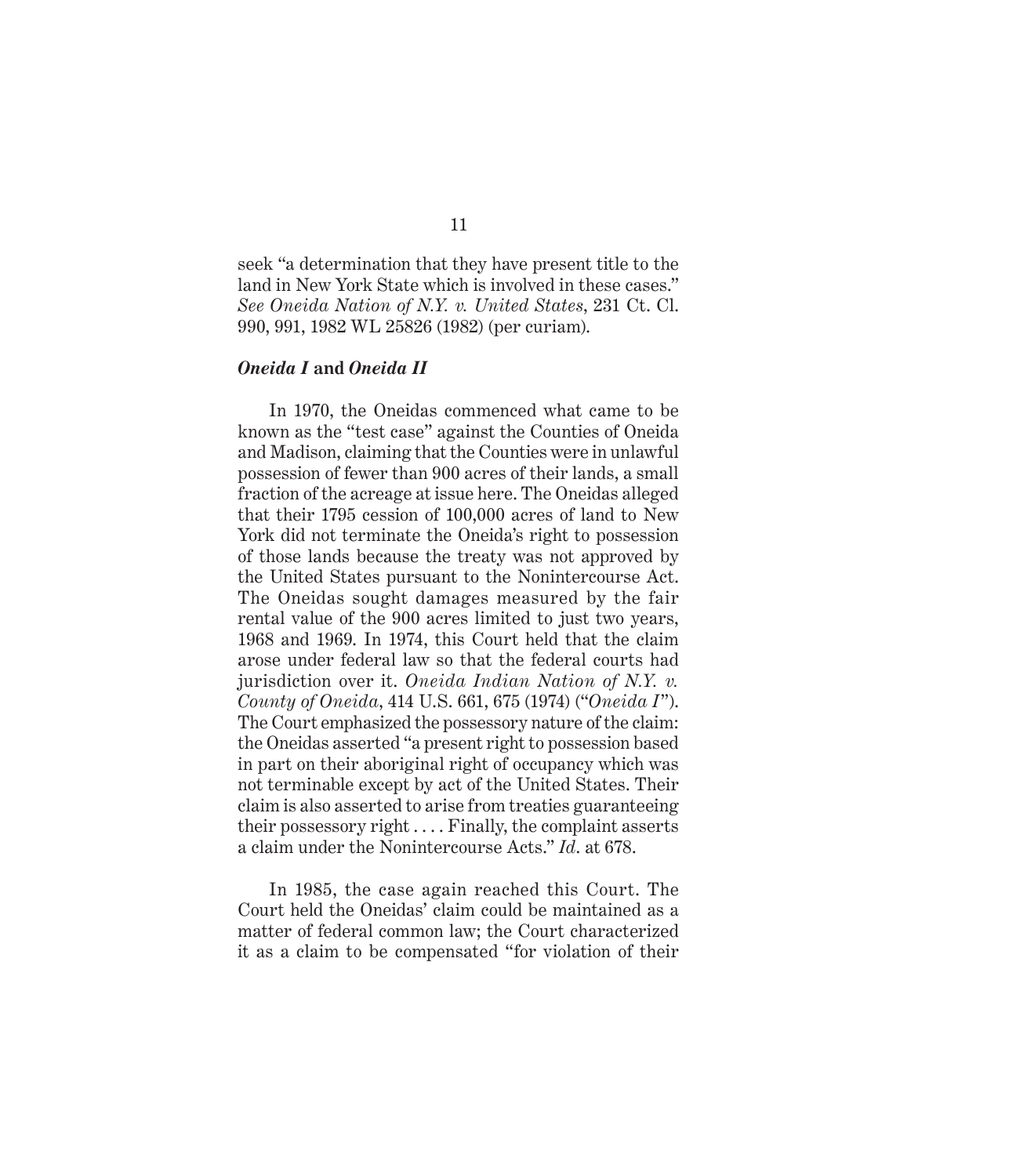seek "a determination that they have present title to the land in New York State which is involved in these cases." *See Oneida Nation of N.Y. v. United States*, 231 Ct. Cl. 990, 991, 1982 WL 25826 (1982) (per curiam).

***Oneida I* and *Oneida II***

In 1970, the Oneidas commenced what came to be known as the "test case" against the Counties of Oneida and Madison, claiming that the Counties were in unlawful possession of fewer than 900 acres of their lands, a small fraction of the acreage at issue here. The Oneidas alleged that their 1795 cession of 100,000 acres of land to New York did not terminate the Oneida's right to possession of those lands because the treaty was not approved by the United States pursuant to the Nonintercourse Act. The Oneidas sought damages measured by the fair rental value of the 900 acres limited to just two years, 1968 and 1969. In 1974, this Court held that the claim arose under federal law so that the federal courts had jurisdiction over it. *Oneida Indian Nation of N.Y. v. County of Oneida*, 414 U.S. 661, 675 (1974) ("*Oneida I*"). The Court emphasized the possessory nature of the claim: the Oneidas asserted "a present right to possession based in part on their aboriginal right of occupancy which was not terminable except by act of the United States. Their claim is also asserted to arise from treaties guaranteeing their possessory right . . . . Finally, the complaint asserts a claim under the Nonintercourse Acts." *Id*. at 678.

In 1985, the case again reached this Court. The Court held the Oneidas' claim could be maintained as a matter of federal common law; the Court characterized it as a claim to be compensated "for violation of their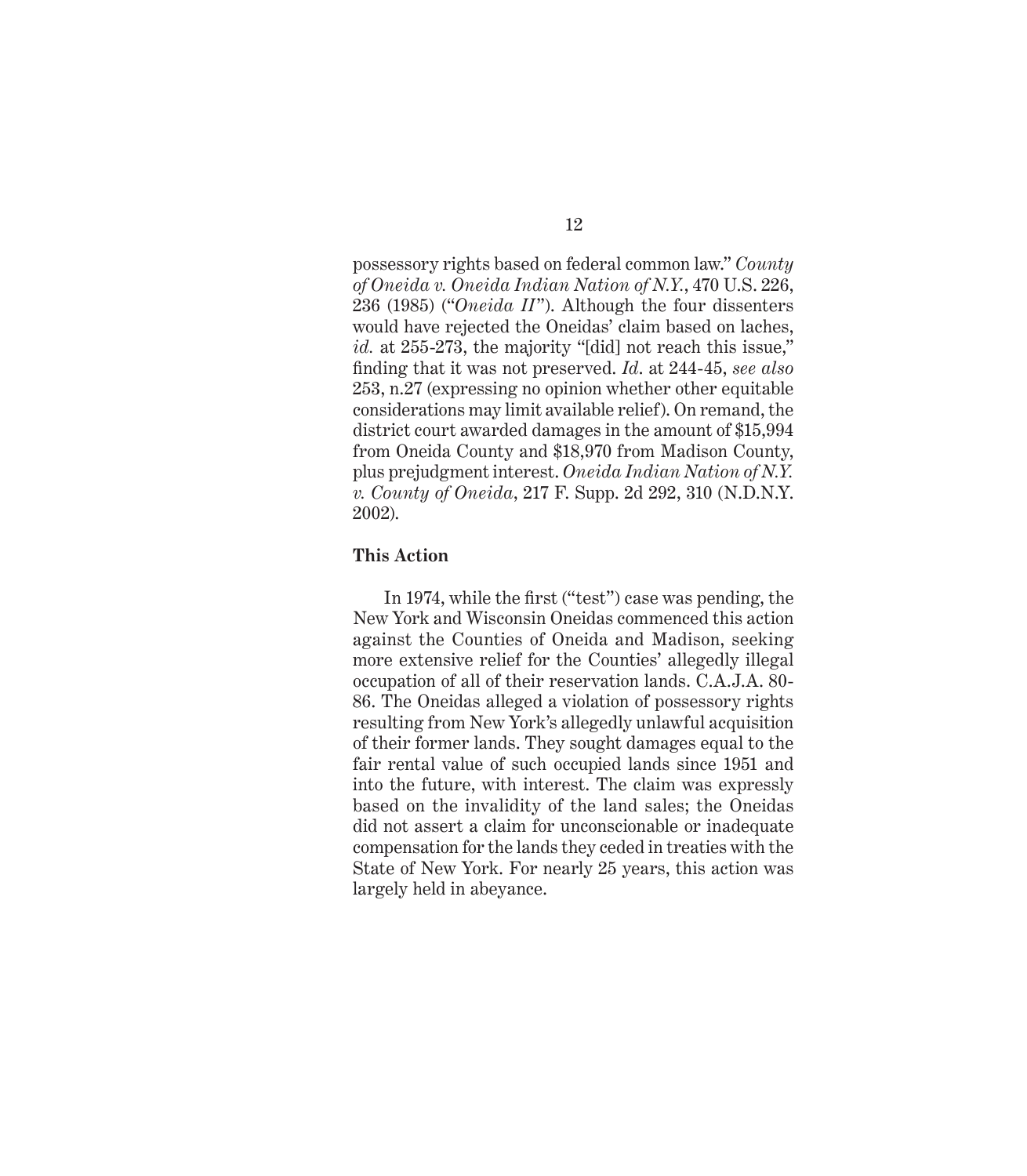possessory rights based on federal common law." *County of Oneida v. Oneida Indian Nation of N.Y.*, 470 U.S. 226, 236 (1985) ("*Oneida II*"). Although the four dissenters would have rejected the Oneidas' claim based on laches, *id.* at 255-273, the majority "[did] not reach this issue," finding that it was not preserved. *Id*. at 244-45, *see also* 253, n.27 (expressing no opinion whether other equitable considerations may limit available relief). On remand, the district court awarded damages in the amount of $15,994 from Oneida County and $18,970 from Madison County, plus prejudgment interest. *Oneida Indian Nation of N.Y. v. County of Oneida*, 217 F. Supp. 2d 292, 310 (N.D.N.Y. 2002).

**This Action**

In 1974, while the first ("test") case was pending, the New York and Wisconsin Oneidas commenced this action against the Counties of Oneida and Madison, seeking more extensive relief for the Counties' allegedly illegal occupation of all of their reservation lands. C.A.J.A. 80-86. The Oneidas alleged a violation of possessory rights resulting from New York's allegedly unlawful acquisition of their former lands. They sought damages equal to the fair rental value of such occupied lands since 1951 and into the future, with interest. The claim was expressly based on the invalidity of the land sales; the Oneidas did not assert a claim for unconscionable or inadequate compensation for the lands they ceded in treaties with the State of New York. For nearly 25 years, this action was largely held in abeyance.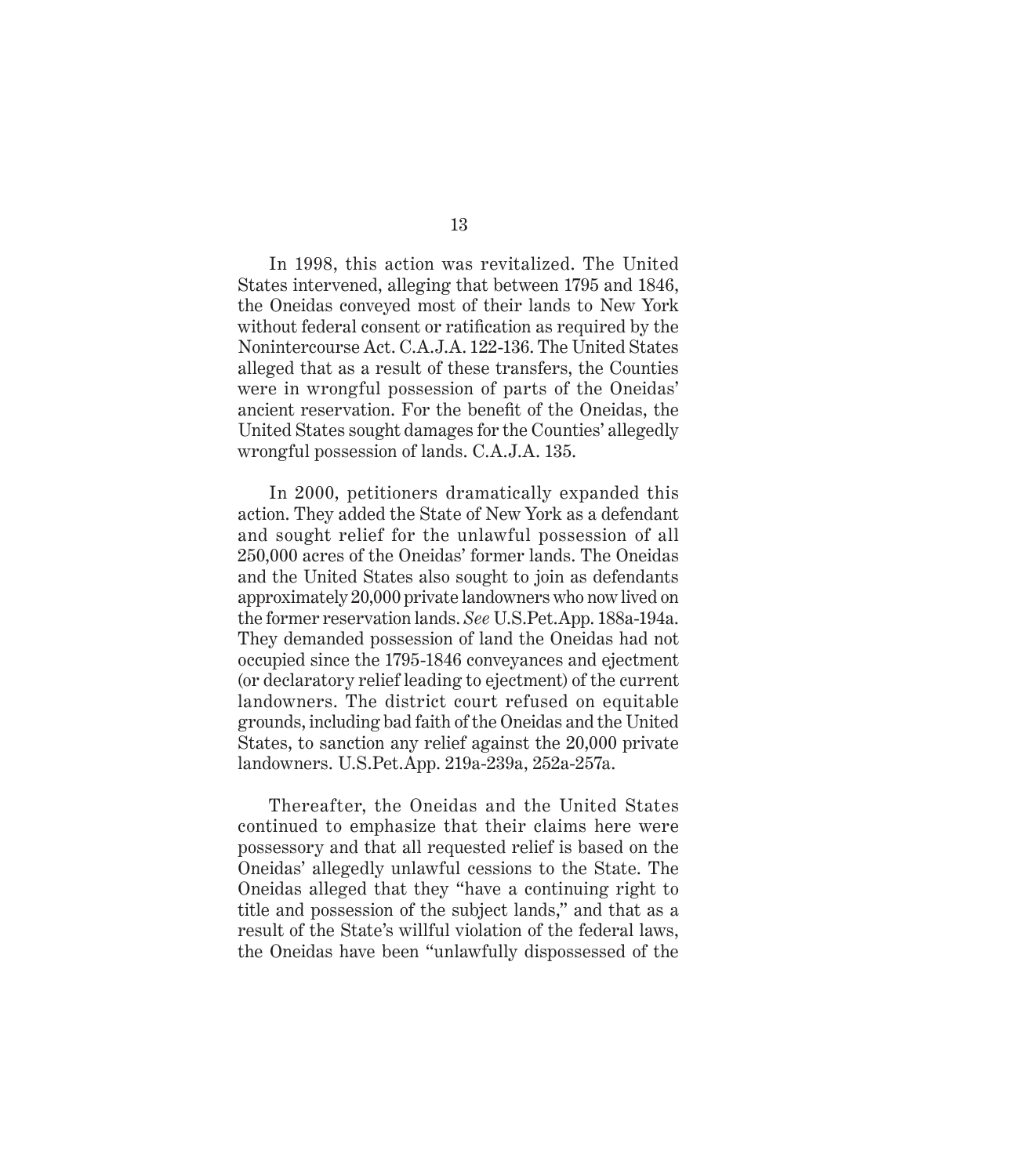In 1998, this action was revitalized. The United States intervened, alleging that between 1795 and 1846, the Oneidas conveyed most of their lands to New York without federal consent or ratification as required by the Nonintercourse Act. C.A.J.A. 122-136. The United States alleged that as a result of these transfers, the Counties were in wrongful possession of parts of the Oneidas' ancient reservation. For the benefit of the Oneidas, the United States sought damages for the Counties' allegedly wrongful possession of lands. C.A.J.A. 135.

In 2000, petitioners dramatically expanded this action. They added the State of New York as a defendant and sought relief for the unlawful possession of all 250,000 acres of the Oneidas' former lands. The Oneidas and the United States also sought to join as defendants approximately 20,000 private landowners who now lived on the former reservation lands. *See* U.S.Pet.App. 188a-194a. They demanded possession of land the Oneidas had not occupied since the 1795-1846 conveyances and ejectment (or declaratory relief leading to ejectment) of the current landowners. The district court refused on equitable grounds, including bad faith of the Oneidas and the United States, to sanction any relief against the 20,000 private landowners. U.S.Pet.App. 219a-239a, 252a-257a.

Thereafter, the Oneidas and the United States continued to emphasize that their claims here were possessory and that all requested relief is based on the Oneidas' allegedly unlawful cessions to the State. The Oneidas alleged that they "have a continuing right to title and possession of the subject lands," and that as a result of the State's willful violation of the federal laws, the Oneidas have been "unlawfully dispossessed of the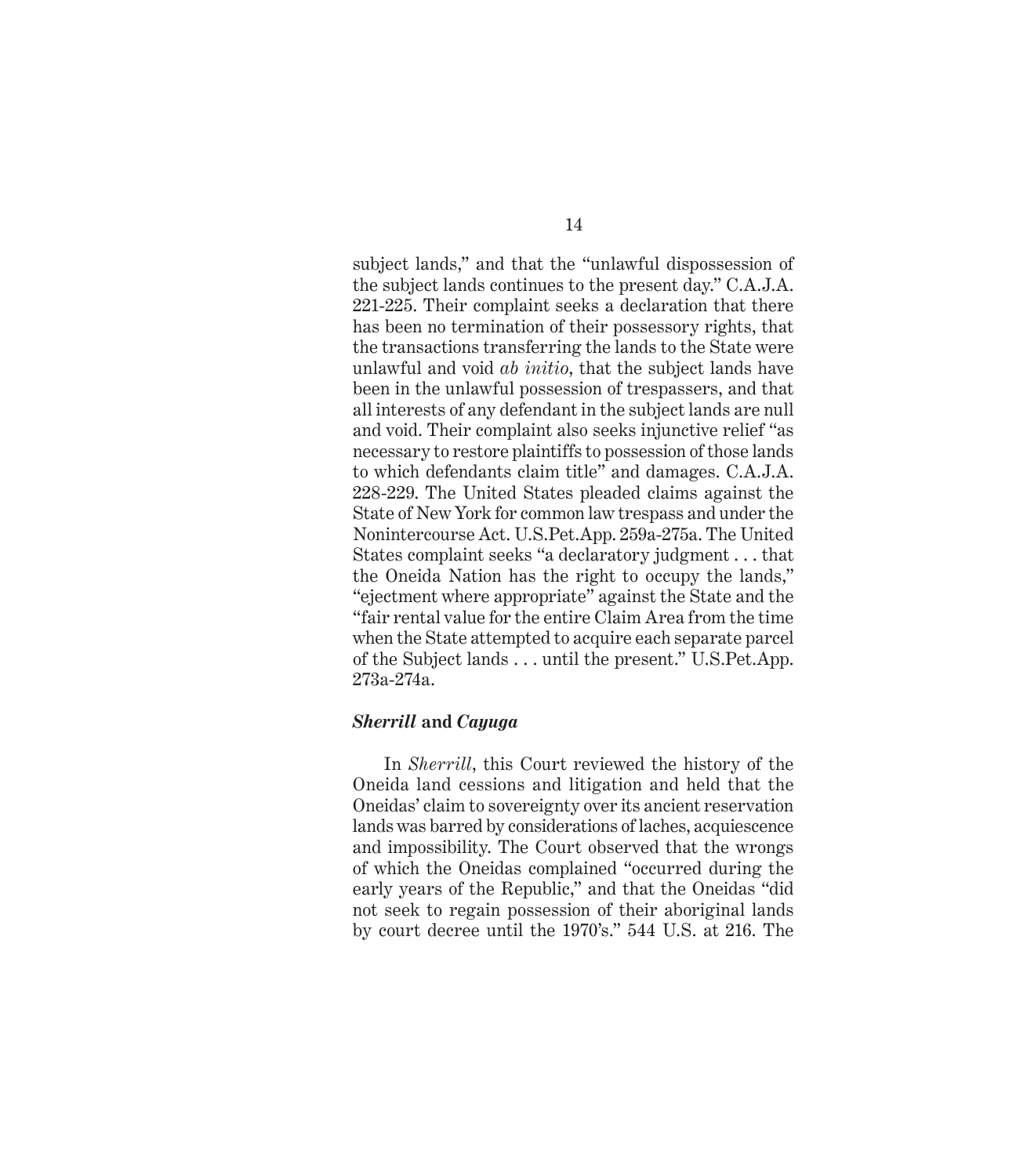subject lands," and that the "unlawful dispossession of the subject lands continues to the present day." C.A.J.A. 221-225. Their complaint seeks a declaration that there has been no termination of their possessory rights, that the transactions transferring the lands to the State were unlawful and void *ab initio*, that the subject lands have been in the unlawful possession of trespassers, and that all interests of any defendant in the subject lands are null and void. Their complaint also seeks injunctive relief "as necessary to restore plaintiffs to possession of those lands to which defendants claim title" and damages. C.A.J.A. 228-229. The United States pleaded claims against the State of New York for common law trespass and under the Nonintercourse Act. U.S.Pet.App. 259a-275a. The United States complaint seeks "a declaratory judgment . . . that the Oneida Nation has the right to occupy the lands," "ejectment where appropriate" against the State and the "fair rental value for the entire Claim Area from the time when the State attempted to acquire each separate parcel of the Subject lands . . . until the present." U.S.Pet.App. 273a-274a.

***Sherrill* and *Cayuga***

In *Sherrill*, this Court reviewed the history of the Oneida land cessions and litigation and held that the Oneidas' claim to sovereignty over its ancient reservation lands was barred by considerations of laches, acquiescence and impossibility. The Court observed that the wrongs of which the Oneidas complained "occurred during the early years of the Republic," and that the Oneidas "did not seek to regain possession of their aboriginal lands by court decree until the 1970's." 544 U.S. at 216. The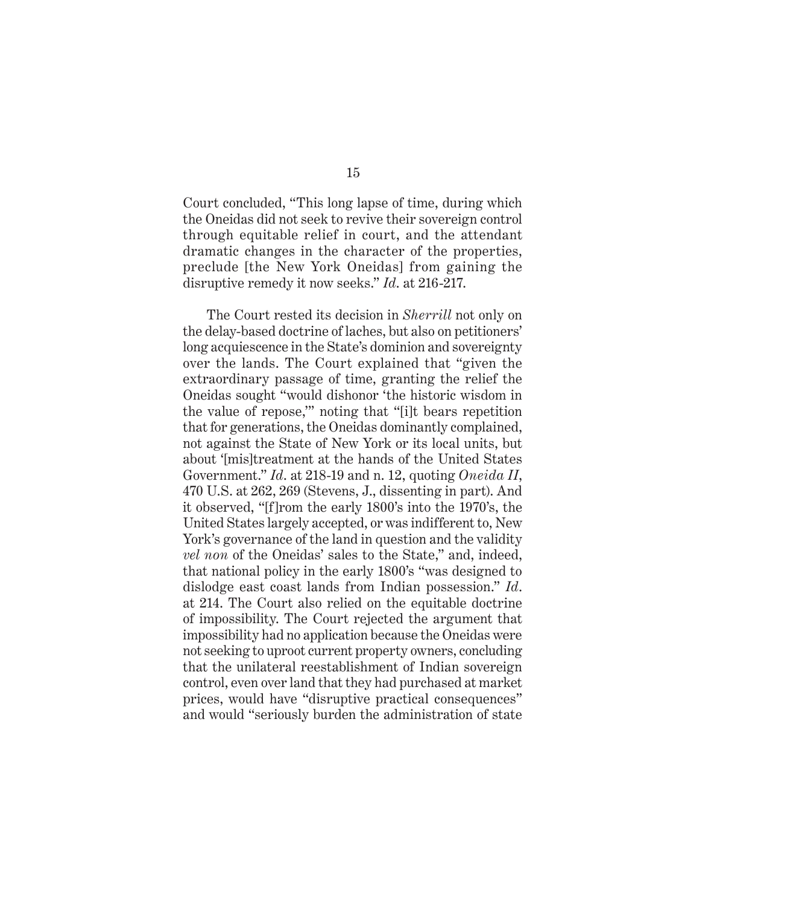Court concluded, "This long lapse of time, during which the Oneidas did not seek to revive their sovereign control through equitable relief in court, and the attendant dramatic changes in the character of the properties, preclude [the New York Oneidas] from gaining the disruptive remedy it now seeks." *Id.* at 216-217.

The Court rested its decision in *Sherrill* not only on the delay-based doctrine of laches, but also on petitioners' long acquiescence in the State's dominion and sovereignty over the lands. The Court explained that "given the extraordinary passage of time, granting the relief the Oneidas sought "would dishonor 'the historic wisdom in the value of repose,'" noting that "[i]t bears repetition that for generations, the Oneidas dominantly complained, not against the State of New York or its local units, but about '[mis]treatment at the hands of the United States Government." *Id.* at 218-19 and n. 12, quoting *Oneida II*, 470 U.S. at 262, 269 (Stevens, J., dissenting in part). And it observed, "[f]rom the early 1800's into the 1970's, the United States largely accepted, or was indifferent to, New York's governance of the land in question and the validity *vel non* of the Oneidas' sales to the State," and, indeed, that national policy in the early 1800's "was designed to dislodge east coast lands from Indian possession." *Id.* at 214. The Court also relied on the equitable doctrine of impossibility. The Court rejected the argument that impossibility had no application because the Oneidas were not seeking to uproot current property owners, concluding that the unilateral reestablishment of Indian sovereign control, even over land that they had purchased at market prices, would have "disruptive practical consequences" and would "seriously burden the administration of state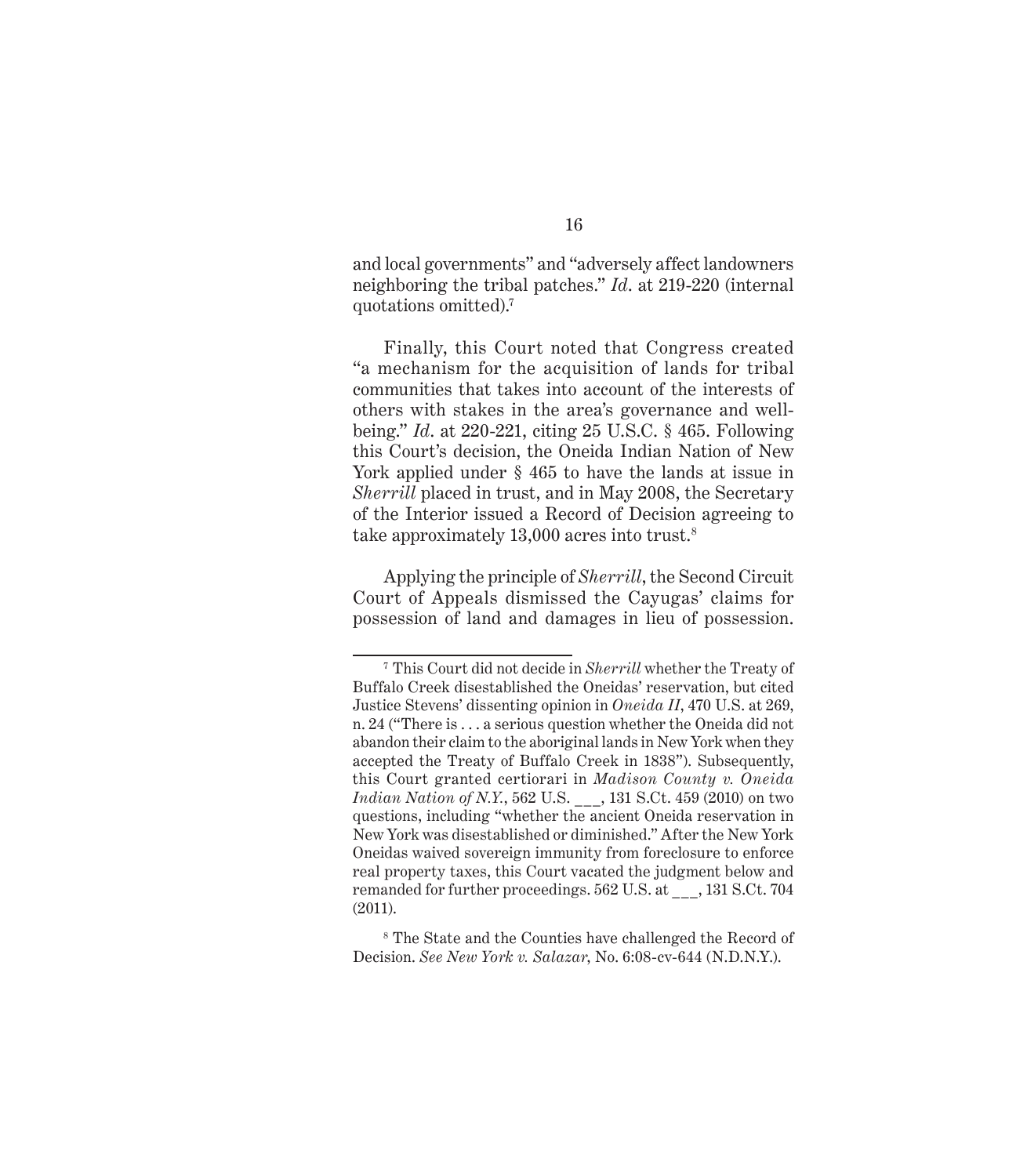and local governments" and "adversely affect landowners neighboring the tribal patches." *Id.* at 219-220 (internal quotations omitted).[7]

Finally, this Court noted that Congress created "a mechanism for the acquisition of lands for tribal communities that takes into account of the interests of others with stakes in the area's governance and well-being." *Id.* at 220-221, citing 25 U.S.C. § 465. Following this Court's decision, the Oneida Indian Nation of New York applied under § 465 to have the lands at issue in *Sherrill* placed in trust, and in May 2008, the Secretary of the Interior issued a Record of Decision agreeing to take approximately 13,000 acres into trust.[8]

Applying the principle of *Sherrill*, the Second Circuit Court of Appeals dismissed the Cayugas' claims for possession of land and damages in lieu of possession.

---

[7] This Court did not decide in *Sherrill* whether the Treaty of Buffalo Creek disestablished the Oneidas' reservation, but cited Justice Stevens' dissenting opinion in *Oneida II*, 470 U.S. at 269, n. 24 ("There is . . . a serious question whether the Oneida did not abandon their claim to the aboriginal lands in New York when they accepted the Treaty of Buffalo Creek in 1838"). Subsequently, this Court granted certiorari in *Madison County v. Oneida Indian Nation of N.Y.*, 562 U.S. ___, 131 S.Ct. 459 (2010) on two questions, including "whether the ancient Oneida reservation in New York was disestablished or diminished." After the New York Oneidas waived sovereign immunity from foreclosure to enforce real property taxes, this Court vacated the judgment below and remanded for further proceedings. 562 U.S. at ___, 131 S.Ct. 704 (2011).

[8] The State and the Counties have challenged the Record of Decision. *See New York v. Salazar*, No. 6:08-cv-644 (N.D.N.Y.).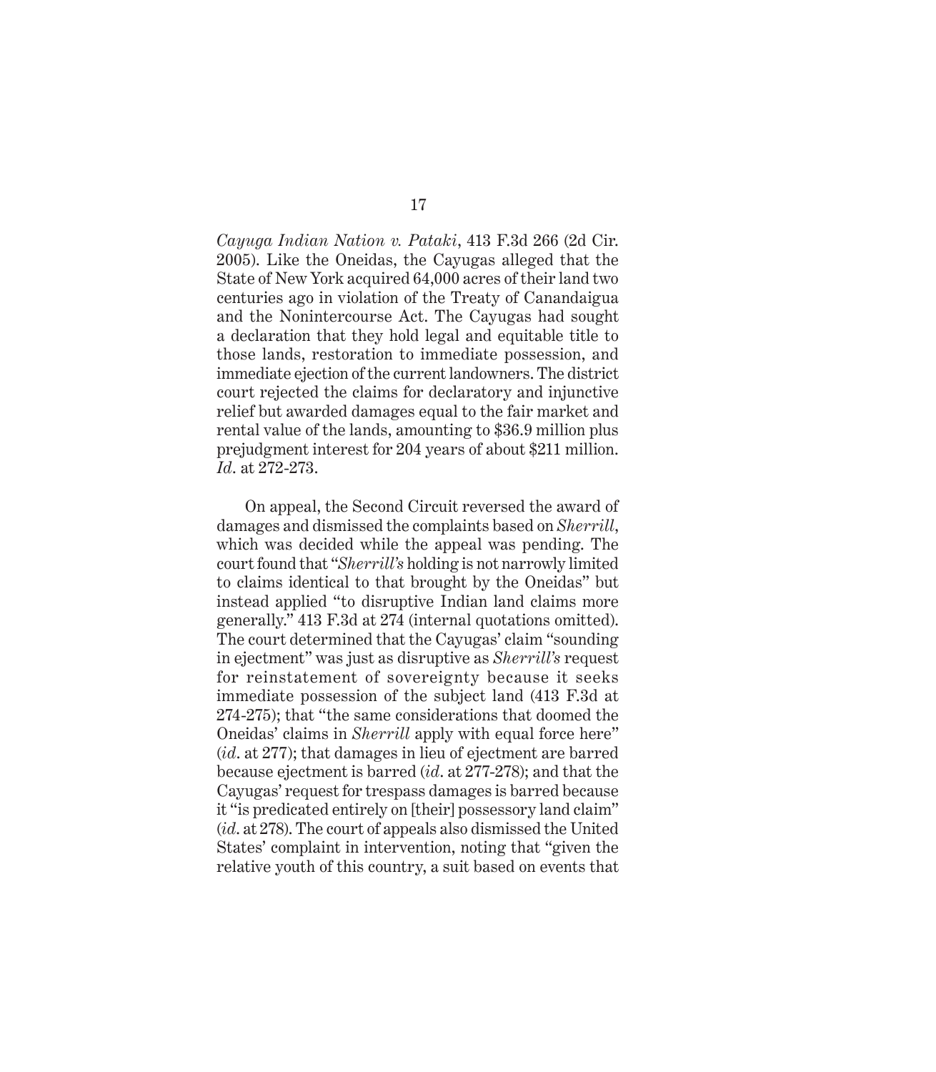*Cayuga Indian Nation v. Pataki*, 413 F.3d 266 (2d Cir. 2005). Like the Oneidas, the Cayugas alleged that the State of New York acquired 64,000 acres of their land two centuries ago in violation of the Treaty of Canandaigua and the Nonintercourse Act. The Cayugas had sought a declaration that they hold legal and equitable title to those lands, restoration to immediate possession, and immediate ejection of the current landowners. The district court rejected the claims for declaratory and injunctive relief but awarded damages equal to the fair market and rental value of the lands, amounting to $36.9 million plus prejudgment interest for 204 years of about $211 million. *Id*. at 272-273.

On appeal, the Second Circuit reversed the award of damages and dismissed the complaints based on *Sherrill*, which was decided while the appeal was pending. The court found that "*Sherrill's* holding is not narrowly limited to claims identical to that brought by the Oneidas" but instead applied "to disruptive Indian land claims more generally." 413 F.3d at 274 (internal quotations omitted). The court determined that the Cayugas' claim "sounding in ejectment" was just as disruptive as *Sherrill's* request for reinstatement of sovereignty because it seeks immediate possession of the subject land (413 F.3d at 274-275); that "the same considerations that doomed the Oneidas' claims in *Sherrill* apply with equal force here" (*id*. at 277); that damages in lieu of ejectment are barred because ejectment is barred (*id*. at 277-278); and that the Cayugas' request for trespass damages is barred because it "is predicated entirely on [their] possessory land claim" (*id*. at 278). The court of appeals also dismissed the United States' complaint in intervention, noting that "given the relative youth of this country, a suit based on events that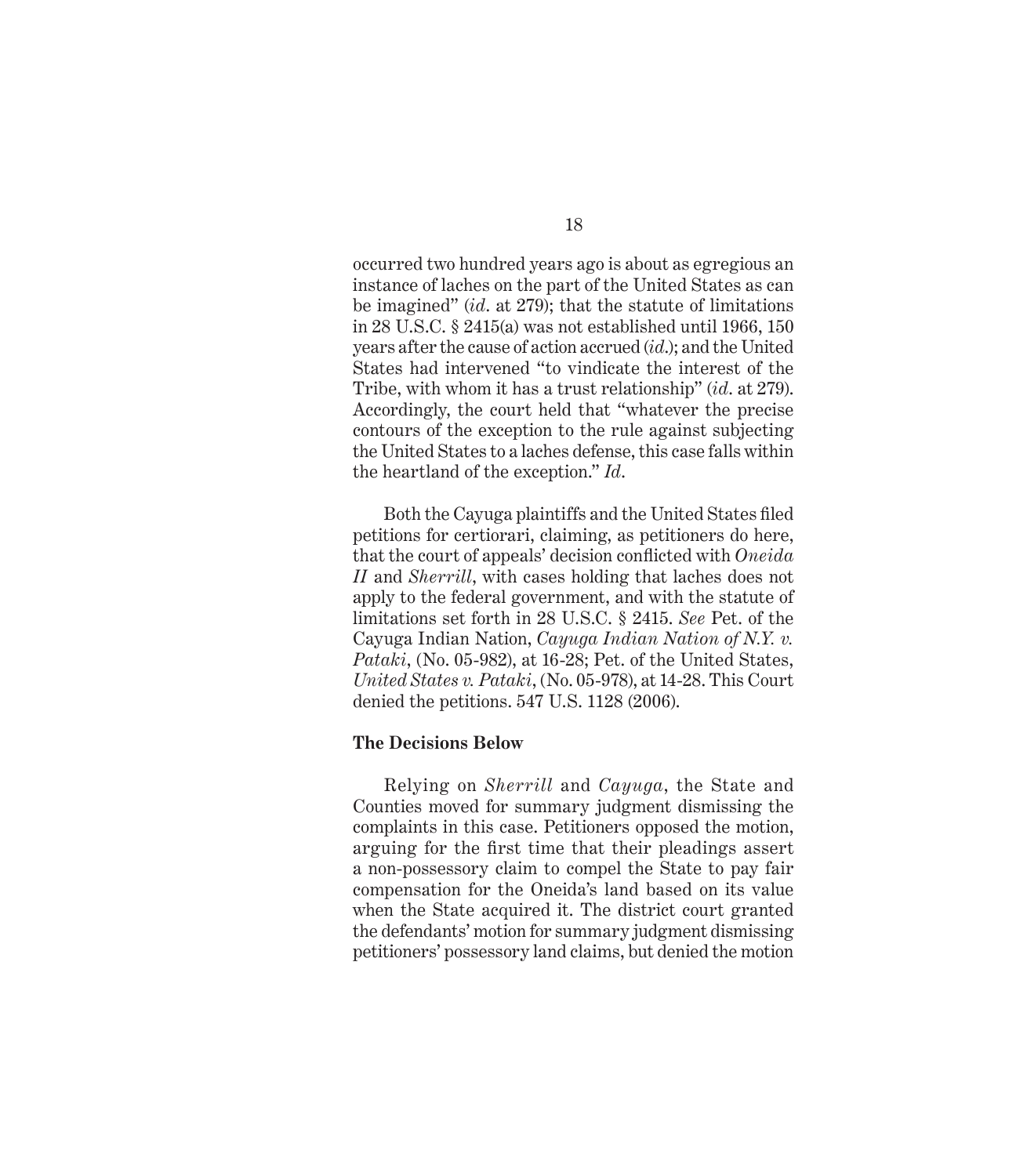occurred two hundred years ago is about as egregious an instance of laches on the part of the United States as can be imagined" (*id*. at 279); that the statute of limitations in 28 U.S.C. § 2415(a) was not established until 1966, 150 years after the cause of action accrued (*id*.); and the United States had intervened "to vindicate the interest of the Tribe, with whom it has a trust relationship" (*id*. at 279). Accordingly, the court held that "whatever the precise contours of the exception to the rule against subjecting the United States to a laches defense, this case falls within the heartland of the exception." *Id*.

Both the Cayuga plaintiffs and the United States filed petitions for certiorari, claiming, as petitioners do here, that the court of appeals' decision conflicted with *Oneida II* and *Sherrill*, with cases holding that laches does not apply to the federal government, and with the statute of limitations set forth in 28 U.S.C. § 2415. *See* Pet. of the Cayuga Indian Nation, *Cayuga Indian Nation of N.Y. v. Pataki*, (No. 05-982), at 16-28; Pet. of the United States, *United States v. Pataki*, (No. 05-978), at 14-28. This Court denied the petitions. 547 U.S. 1128 (2006).

**The Decisions Below**

Relying on *Sherrill* and *Cayuga*, the State and Counties moved for summary judgment dismissing the complaints in this case. Petitioners opposed the motion, arguing for the first time that their pleadings assert a non-possessory claim to compel the State to pay fair compensation for the Oneida's land based on its value when the State acquired it. The district court granted the defendants' motion for summary judgment dismissing petitioners' possessory land claims, but denied the motion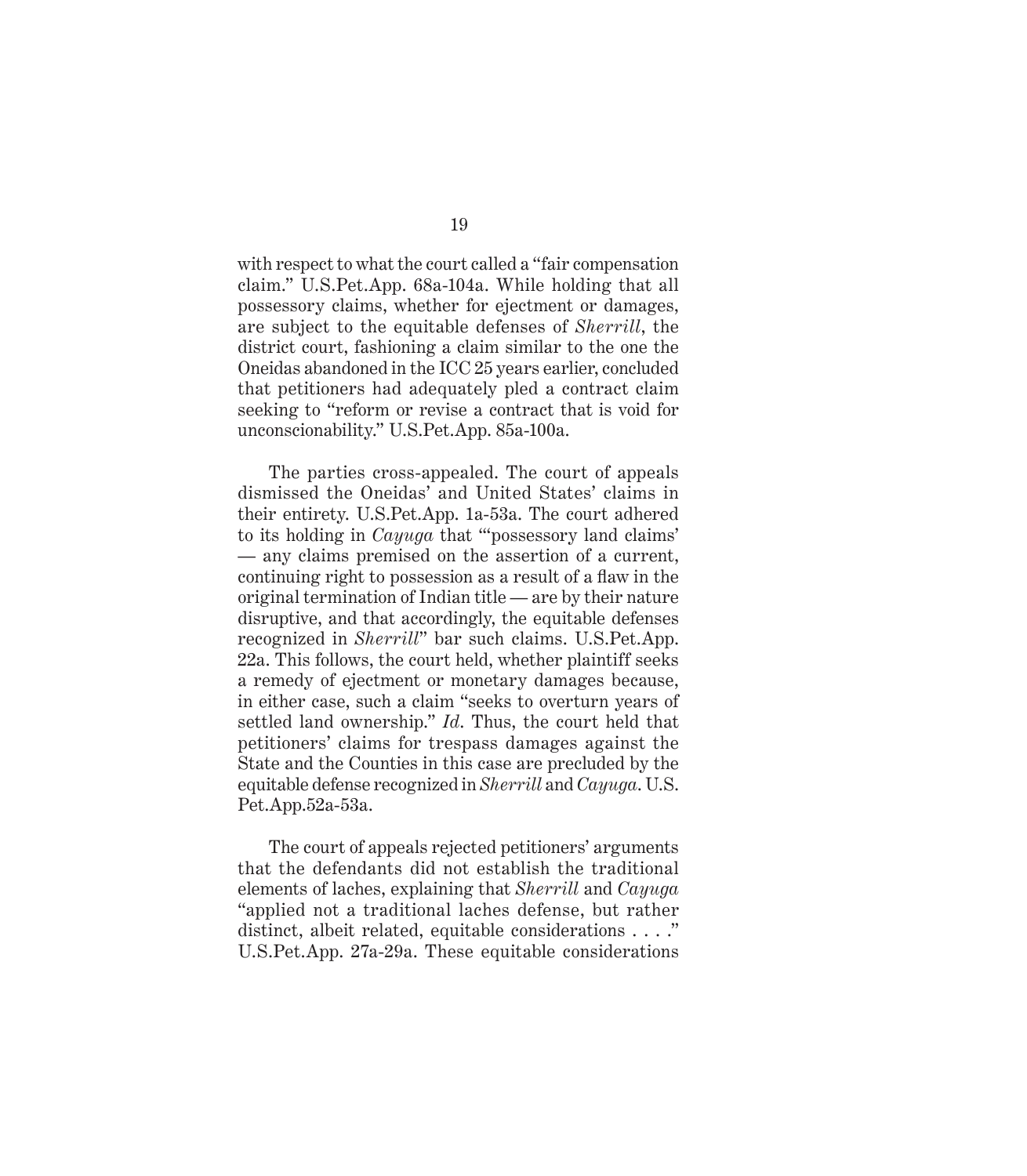with respect to what the court called a "fair compensation claim." U.S.Pet.App. 68a-104a. While holding that all possessory claims, whether for ejectment or damages, are subject to the equitable defenses of *Sherrill*, the district court, fashioning a claim similar to the one the Oneidas abandoned in the ICC 25 years earlier, concluded that petitioners had adequately pled a contract claim seeking to "reform or revise a contract that is void for unconscionability." U.S.Pet.App. 85a-100a.

The parties cross-appealed. The court of appeals dismissed the Oneidas' and United States' claims in their entirety. U.S.Pet.App. 1a-53a. The court adhered to its holding in *Cayuga* that "'possessory land claims' — any claims premised on the assertion of a current, continuing right to possession as a result of a flaw in the original termination of Indian title — are by their nature disruptive, and that accordingly, the equitable defenses recognized in *Sherrill*" bar such claims. U.S.Pet.App. 22a. This follows, the court held, whether plaintiff seeks a remedy of ejectment or monetary damages because, in either case, such a claim "seeks to overturn years of settled land ownership." *Id*. Thus, the court held that petitioners' claims for trespass damages against the State and the Counties in this case are precluded by the equitable defense recognized in *Sherrill* and *Cayuga*. U.S. Pet.App.52a-53a.

The court of appeals rejected petitioners' arguments that the defendants did not establish the traditional elements of laches, explaining that *Sherrill* and *Cayuga* "applied not a traditional laches defense, but rather distinct, albeit related, equitable considerations . . . ." U.S.Pet.App. 27a-29a. These equitable considerations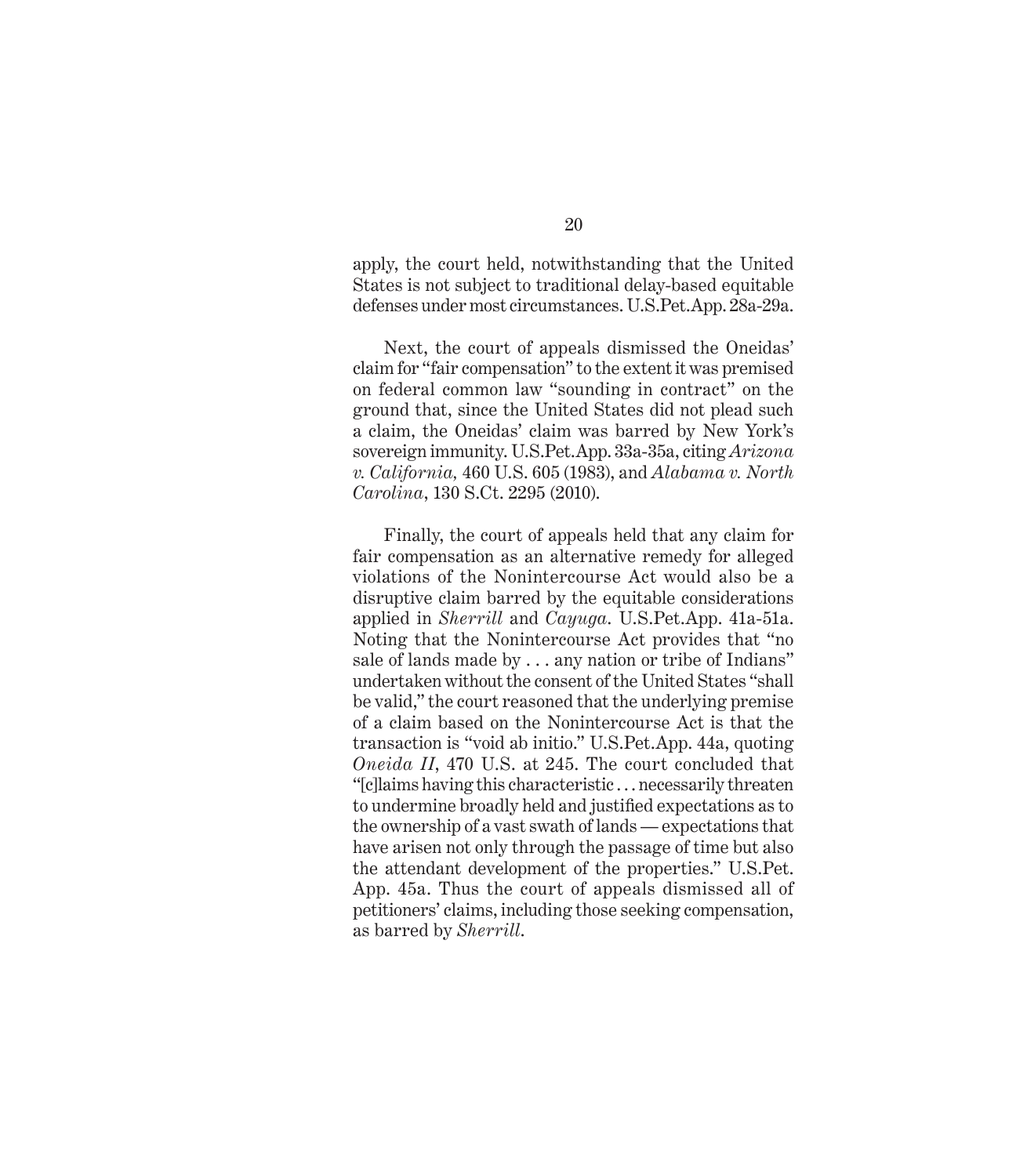apply, the court held, notwithstanding that the United States is not subject to traditional delay-based equitable defenses under most circumstances. U.S.Pet.App. 28a-29a.

Next, the court of appeals dismissed the Oneidas' claim for "fair compensation" to the extent it was premised on federal common law "sounding in contract" on the ground that, since the United States did not plead such a claim, the Oneidas' claim was barred by New York's sovereign immunity. U.S.Pet.App. 33a-35a, citing *Arizona v. California,* 460 U.S. 605 (1983), and *Alabama v. North Carolina*, 130 S.Ct. 2295 (2010).

Finally, the court of appeals held that any claim for fair compensation as an alternative remedy for alleged violations of the Nonintercourse Act would also be a disruptive claim barred by the equitable considerations applied in *Sherrill* and *Cayuga*. U.S.Pet.App. 41a-51a. Noting that the Nonintercourse Act provides that "no sale of lands made by . . . any nation or tribe of Indians" undertaken without the consent of the United States "shall be valid," the court reasoned that the underlying premise of a claim based on the Nonintercourse Act is that the transaction is "void ab initio." U.S.Pet.App. 44a, quoting *Oneida II*, 470 U.S. at 245. The court concluded that "[c]laims having this characteristic . . . necessarily threaten to undermine broadly held and justified expectations as to the ownership of a vast swath of lands — expectations that have arisen not only through the passage of time but also the attendant development of the properties." U.S.Pet. App. 45a. Thus the court of appeals dismissed all of petitioners' claims, including those seeking compensation, as barred by *Sherrill*.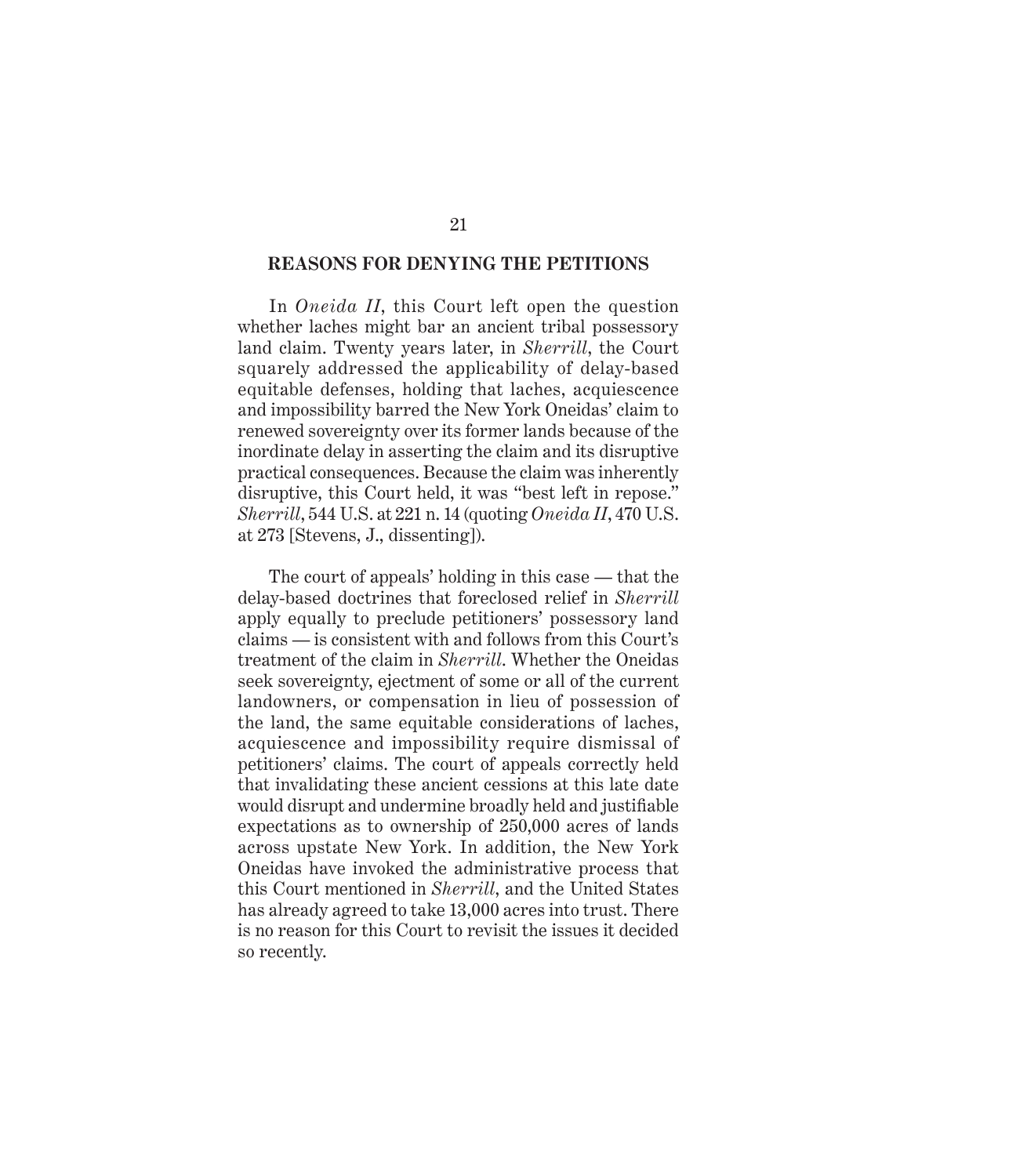## REASONS FOR DENYING THE PETITIONS

In *Oneida II*, this Court left open the question whether laches might bar an ancient tribal possessory land claim. Twenty years later, in *Sherrill*, the Court squarely addressed the applicability of delay-based equitable defenses, holding that laches, acquiescence and impossibility barred the New York Oneidas' claim to renewed sovereignty over its former lands because of the inordinate delay in asserting the claim and its disruptive practical consequences. Because the claim was inherently disruptive, this Court held, it was "best left in repose." *Sherrill*, 544 U.S. at 221 n. 14 (quoting *Oneida II*, 470 U.S. at 273 [Stevens, J., dissenting]).

The court of appeals' holding in this case — that the delay-based doctrines that foreclosed relief in *Sherrill* apply equally to preclude petitioners' possessory land claims — is consistent with and follows from this Court's treatment of the claim in *Sherrill*. Whether the Oneidas seek sovereignty, ejectment of some or all of the current landowners, or compensation in lieu of possession of the land, the same equitable considerations of laches, acquiescence and impossibility require dismissal of petitioners' claims. The court of appeals correctly held that invalidating these ancient cessions at this late date would disrupt and undermine broadly held and justifiable expectations as to ownership of 250,000 acres of lands across upstate New York. In addition, the New York Oneidas have invoked the administrative process that this Court mentioned in *Sherrill*, and the United States has already agreed to take 13,000 acres into trust. There is no reason for this Court to revisit the issues it decided so recently.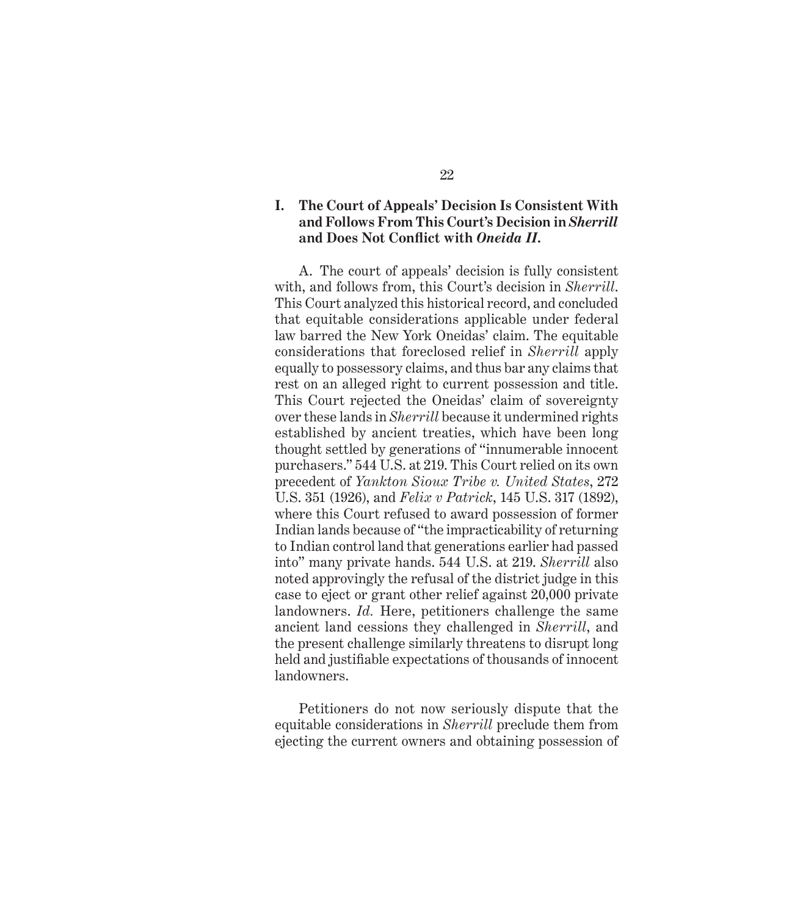## I. The Court of Appeals' Decision Is Consistent With and Follows From This Court's Decision in *Sherrill* and Does Not Conflict with *Oneida II*.

A. The court of appeals' decision is fully consistent with, and follows from, this Court's decision in *Sherrill*. This Court analyzed this historical record, and concluded that equitable considerations applicable under federal law barred the New York Oneidas' claim. The equitable considerations that foreclosed relief in *Sherrill* apply equally to possessory claims, and thus bar any claims that rest on an alleged right to current possession and title. This Court rejected the Oneidas' claim of sovereignty over these lands in *Sherrill* because it undermined rights established by ancient treaties, which have been long thought settled by generations of "innumerable innocent purchasers." 544 U.S. at 219. This Court relied on its own precedent of *Yankton Sioux Tribe v. United States*, 272 U.S. 351 (1926), and *Felix v Patrick*, 145 U.S. 317 (1892), where this Court refused to award possession of former Indian lands because of "the impracticability of returning to Indian control land that generations earlier had passed into" many private hands. 544 U.S. at 219. *Sherrill* also noted approvingly the refusal of the district judge in this case to eject or grant other relief against 20,000 private landowners. *Id.* Here, petitioners challenge the same ancient land cessions they challenged in *Sherrill*, and the present challenge similarly threatens to disrupt long held and justifiable expectations of thousands of innocent landowners.

Petitioners do not now seriously dispute that the equitable considerations in *Sherrill* preclude them from ejecting the current owners and obtaining possession of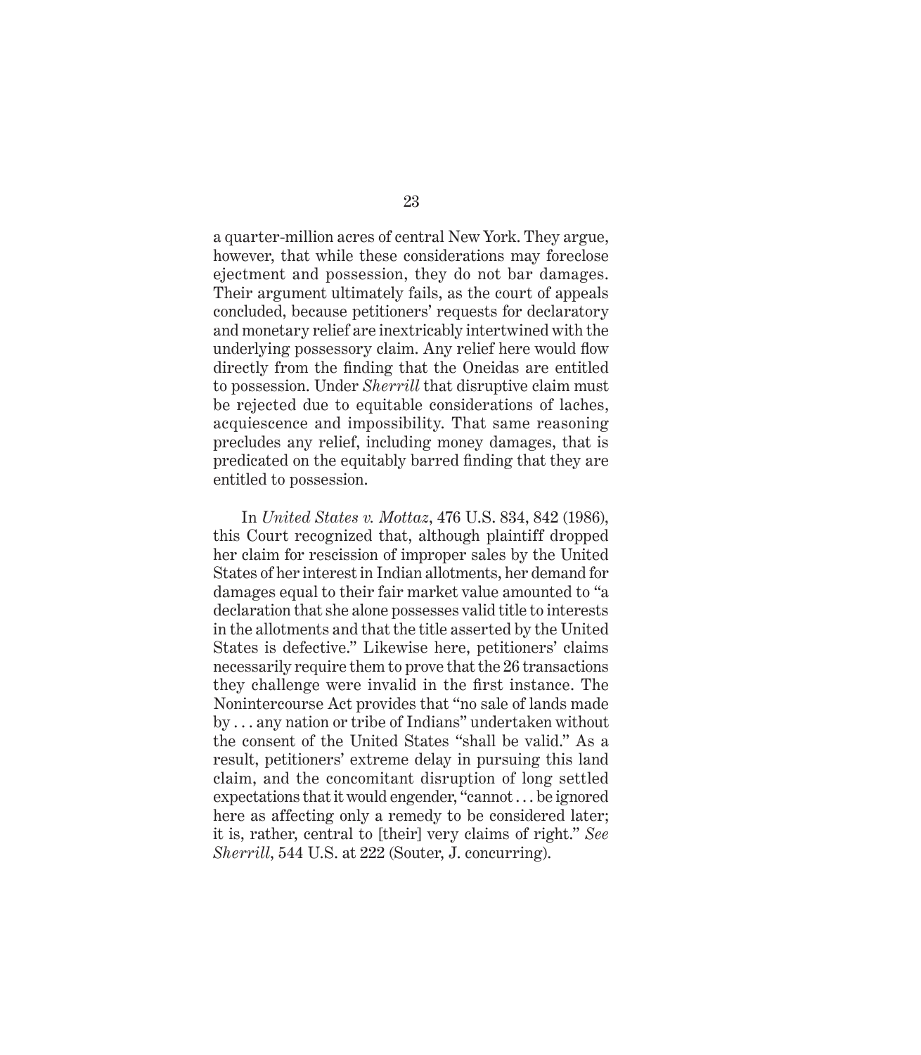a quarter-million acres of central New York. They argue, however, that while these considerations may foreclose ejectment and possession, they do not bar damages. Their argument ultimately fails, as the court of appeals concluded, because petitioners' requests for declaratory and monetary relief are inextricably intertwined with the underlying possessory claim. Any relief here would flow directly from the finding that the Oneidas are entitled to possession. Under *Sherrill* that disruptive claim must be rejected due to equitable considerations of laches, acquiescence and impossibility. That same reasoning precludes any relief, including money damages, that is predicated on the equitably barred finding that they are entitled to possession.

In *United States v. Mottaz*, 476 U.S. 834, 842 (1986), this Court recognized that, although plaintiff dropped her claim for rescission of improper sales by the United States of her interest in Indian allotments, her demand for damages equal to their fair market value amounted to "a declaration that she alone possesses valid title to interests in the allotments and that the title asserted by the United States is defective." Likewise here, petitioners' claims necessarily require them to prove that the 26 transactions they challenge were invalid in the first instance. The Nonintercourse Act provides that "no sale of lands made by . . . any nation or tribe of Indians" undertaken without the consent of the United States "shall be valid." As a result, petitioners' extreme delay in pursuing this land claim, and the concomitant disruption of long settled expectations that it would engender, "cannot . . . be ignored here as affecting only a remedy to be considered later; it is, rather, central to [their] very claims of right." *See Sherrill*, 544 U.S. at 222 (Souter, J. concurring).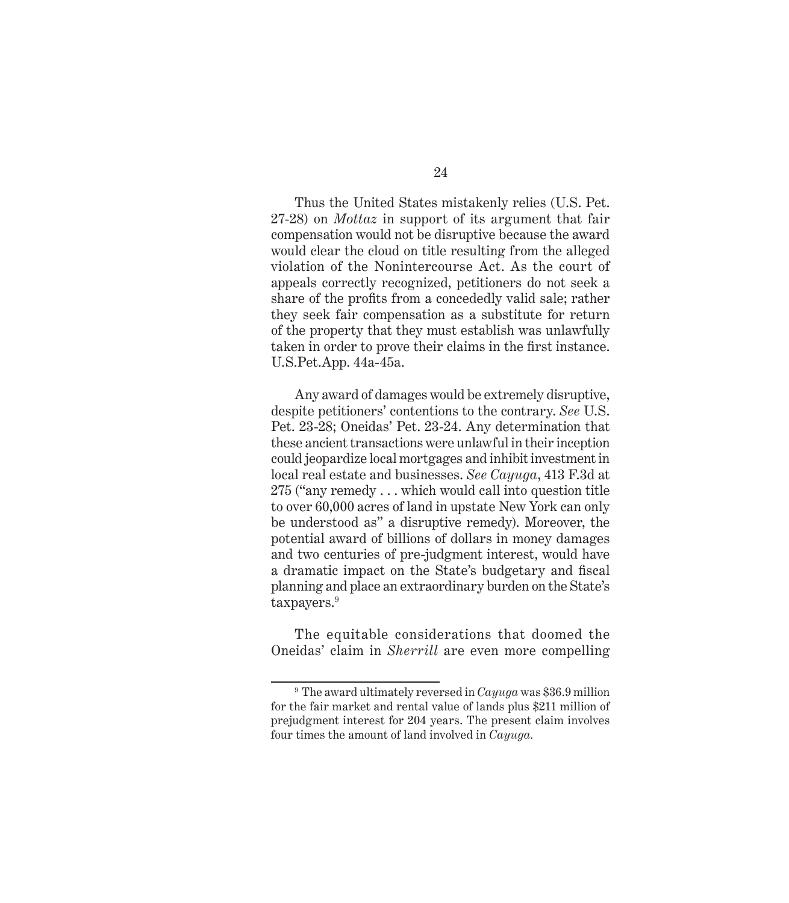Thus the United States mistakenly relies (U.S. Pet. 27-28) on *Mottaz* in support of its argument that fair compensation would not be disruptive because the award would clear the cloud on title resulting from the alleged violation of the Nonintercourse Act. As the court of appeals correctly recognized, petitioners do not seek a share of the profits from a concededly valid sale; rather they seek fair compensation as a substitute for return of the property that they must establish was unlawfully taken in order to prove their claims in the first instance. U.S.Pet.App. 44a-45a.

Any award of damages would be extremely disruptive, despite petitioners' contentions to the contrary. *See* U.S. Pet. 23-28; Oneidas' Pet. 23-24. Any determination that these ancient transactions were unlawful in their inception could jeopardize local mortgages and inhibit investment in local real estate and businesses. *See Cayuga*, 413 F.3d at 275 ("any remedy . . . which would call into question title to over 60,000 acres of land in upstate New York can only be understood as" a disruptive remedy). Moreover, the potential award of billions of dollars in money damages and two centuries of pre-judgment interest, would have a dramatic impact on the State's budgetary and fiscal planning and place an extraordinary burden on the State's taxpayers.[9]

The equitable considerations that doomed the Oneidas' claim in *Sherrill* are even more compelling

---

[9] The award ultimately reversed in *Cayuga* was $36.9 million for the fair market and rental value of lands plus $211 million of prejudgment interest for 204 years. The present claim involves four times the amount of land involved in *Cayuga*.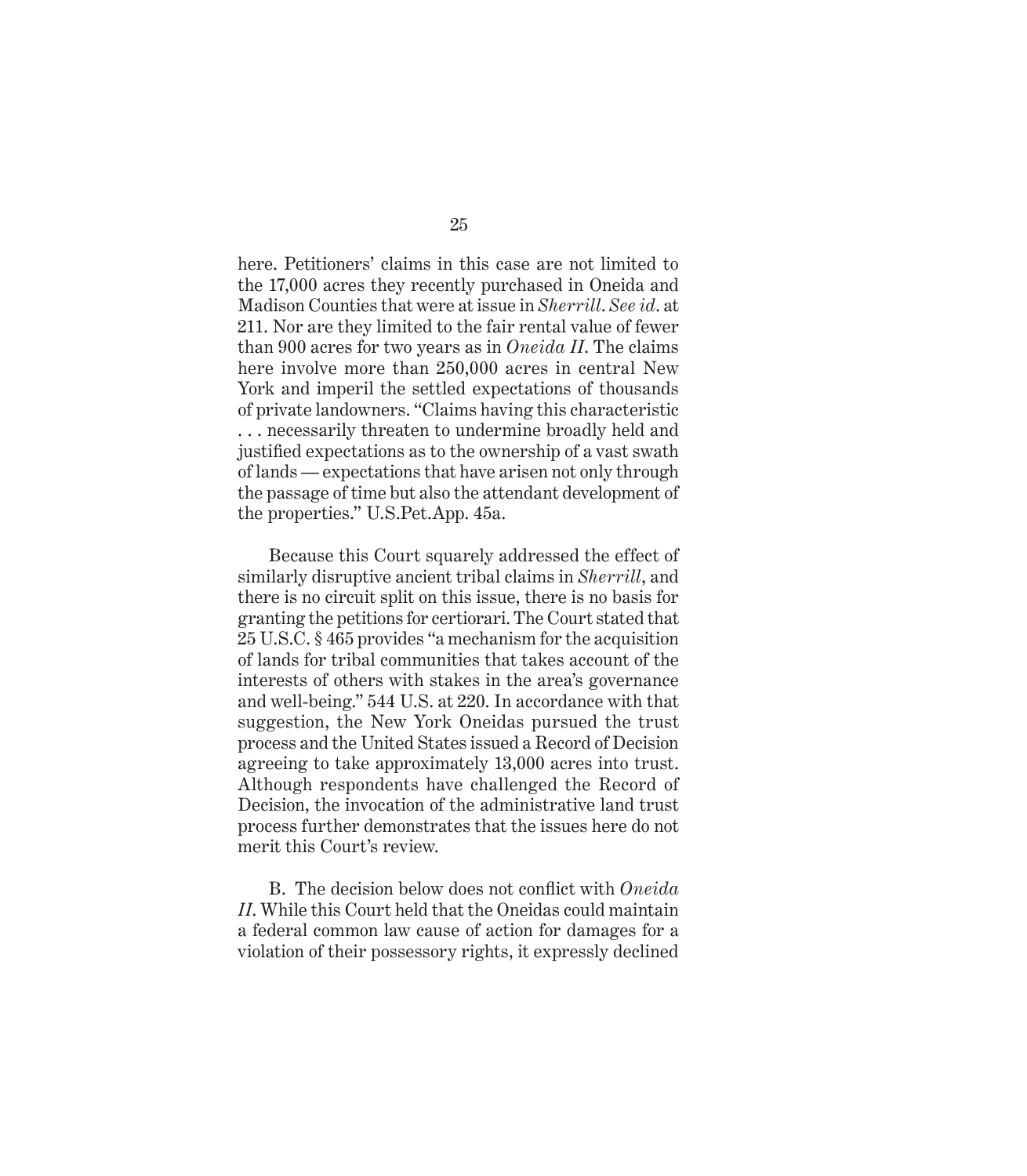here. Petitioners' claims in this case are not limited to the 17,000 acres they recently purchased in Oneida and Madison Counties that were at issue in *Sherrill*. *See id*. at 211. Nor are they limited to the fair rental value of fewer than 900 acres for two years as in *Oneida II*. The claims here involve more than 250,000 acres in central New York and imperil the settled expectations of thousands of private landowners. "Claims having this characteristic . . . necessarily threaten to undermine broadly held and justified expectations as to the ownership of a vast swath of lands — expectations that have arisen not only through the passage of time but also the attendant development of the properties." U.S.Pet.App. 45a.

Because this Court squarely addressed the effect of similarly disruptive ancient tribal claims in *Sherrill*, and there is no circuit split on this issue, there is no basis for granting the petitions for certiorari. The Court stated that 25 U.S.C. § 465 provides "a mechanism for the acquisition of lands for tribal communities that takes account of the interests of others with stakes in the area's governance and well-being." 544 U.S. at 220. In accordance with that suggestion, the New York Oneidas pursued the trust process and the United States issued a Record of Decision agreeing to take approximately 13,000 acres into trust. Although respondents have challenged the Record of Decision, the invocation of the administrative land trust process further demonstrates that the issues here do not merit this Court's review.

B. The decision below does not conflict with *Oneida II*. While this Court held that the Oneidas could maintain a federal common law cause of action for damages for a violation of their possessory rights, it expressly declined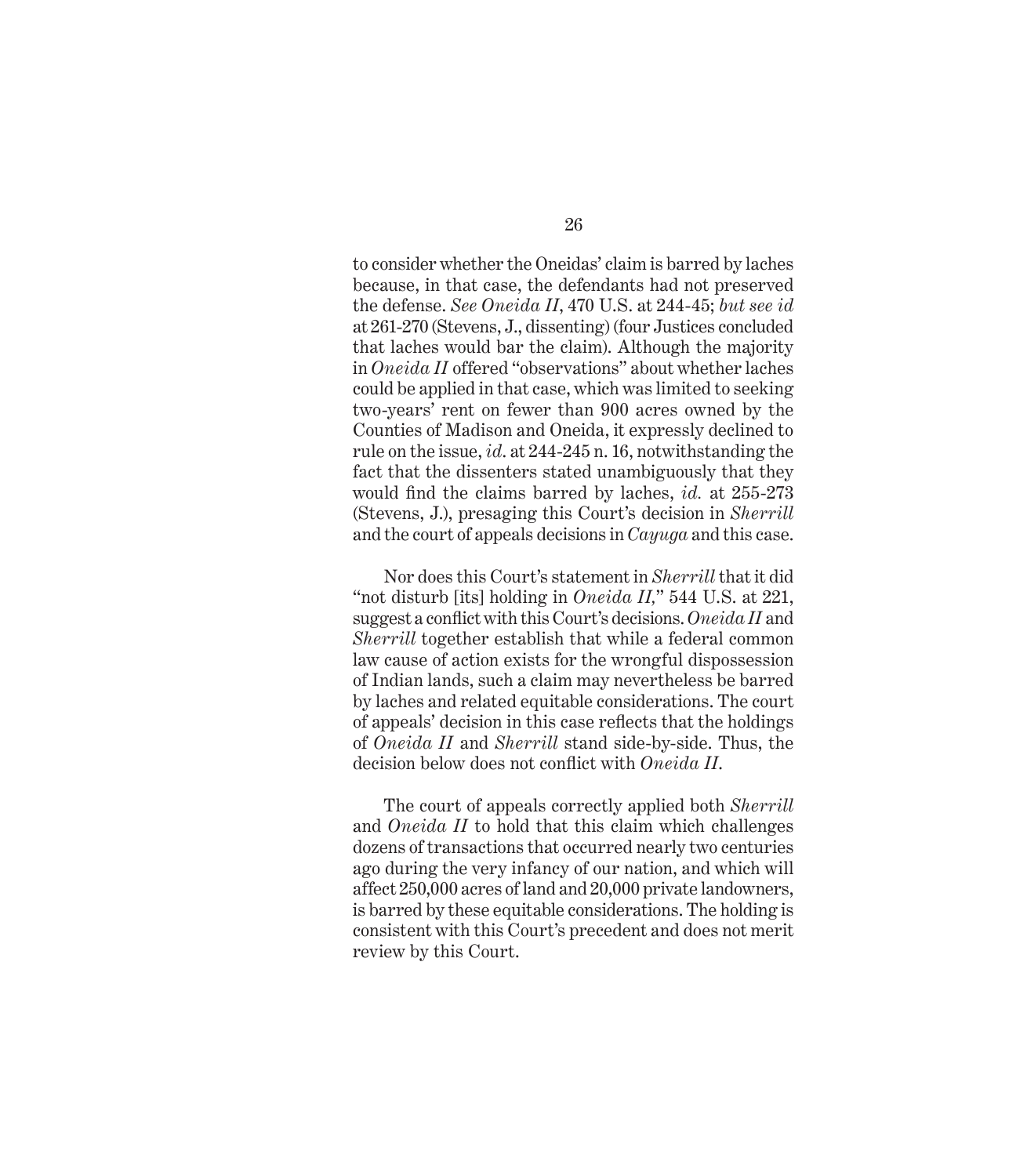to consider whether the Oneidas' claim is barred by laches because, in that case, the defendants had not preserved the defense. *See Oneida II*, 470 U.S. at 244-45; *but see id* at 261-270 (Stevens, J., dissenting) (four Justices concluded that laches would bar the claim). Although the majority in *Oneida II* offered "observations" about whether laches could be applied in that case, which was limited to seeking two-years' rent on fewer than 900 acres owned by the Counties of Madison and Oneida, it expressly declined to rule on the issue, *id*. at 244-245 n. 16, notwithstanding the fact that the dissenters stated unambiguously that they would find the claims barred by laches, *id.* at 255-273 (Stevens, J.), presaging this Court's decision in *Sherrill* and the court of appeals decisions in *Cayuga* and this case.

Nor does this Court's statement in *Sherrill* that it did "not disturb [its] holding in *Oneida II*," 544 U.S. at 221, suggest a conflict with this Court's decisions. *Oneida II* and *Sherrill* together establish that while a federal common law cause of action exists for the wrongful dispossession of Indian lands, such a claim may nevertheless be barred by laches and related equitable considerations. The court of appeals' decision in this case reflects that the holdings of *Oneida II* and *Sherrill* stand side-by-side. Thus, the decision below does not conflict with *Oneida II*.

The court of appeals correctly applied both *Sherrill* and *Oneida II* to hold that this claim which challenges dozens of transactions that occurred nearly two centuries ago during the very infancy of our nation, and which will affect 250,000 acres of land and 20,000 private landowners, is barred by these equitable considerations. The holding is consistent with this Court's precedent and does not merit review by this Court.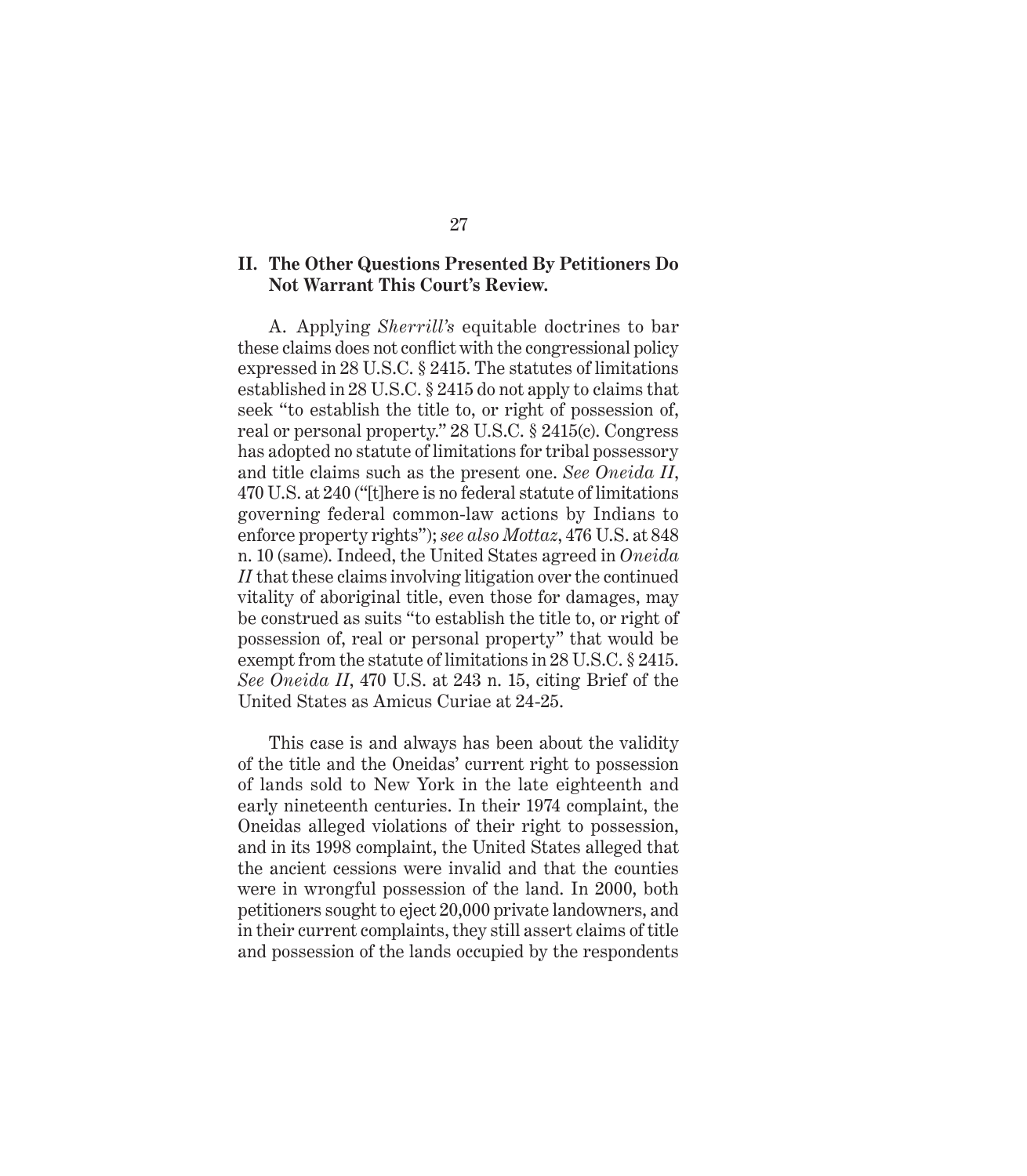## II. The Other Questions Presented By Petitioners Do Not Warrant This Court's Review.

A. Applying *Sherrill's* equitable doctrines to bar these claims does not conflict with the congressional policy expressed in 28 U.S.C. § 2415. The statutes of limitations established in 28 U.S.C. § 2415 do not apply to claims that seek "to establish the title to, or right of possession of, real or personal property." 28 U.S.C. § 2415(c). Congress has adopted no statute of limitations for tribal possessory and title claims such as the present one. *See Oneida II*, 470 U.S. at 240 ("[t]here is no federal statute of limitations governing federal common-law actions by Indians to enforce property rights"); *see also Mottaz*, 476 U.S. at 848 n. 10 (same). Indeed, the United States agreed in *Oneida II* that these claims involving litigation over the continued vitality of aboriginal title, even those for damages, may be construed as suits "to establish the title to, or right of possession of, real or personal property" that would be exempt from the statute of limitations in 28 U.S.C. § 2415. *See Oneida II*, 470 U.S. at 243 n. 15, citing Brief of the United States as Amicus Curiae at 24-25.

This case is and always has been about the validity of the title and the Oneidas' current right to possession of lands sold to New York in the late eighteenth and early nineteenth centuries. In their 1974 complaint, the Oneidas alleged violations of their right to possession, and in its 1998 complaint, the United States alleged that the ancient cessions were invalid and that the counties were in wrongful possession of the land. In 2000, both petitioners sought to eject 20,000 private landowners, and in their current complaints, they still assert claims of title and possession of the lands occupied by the respondents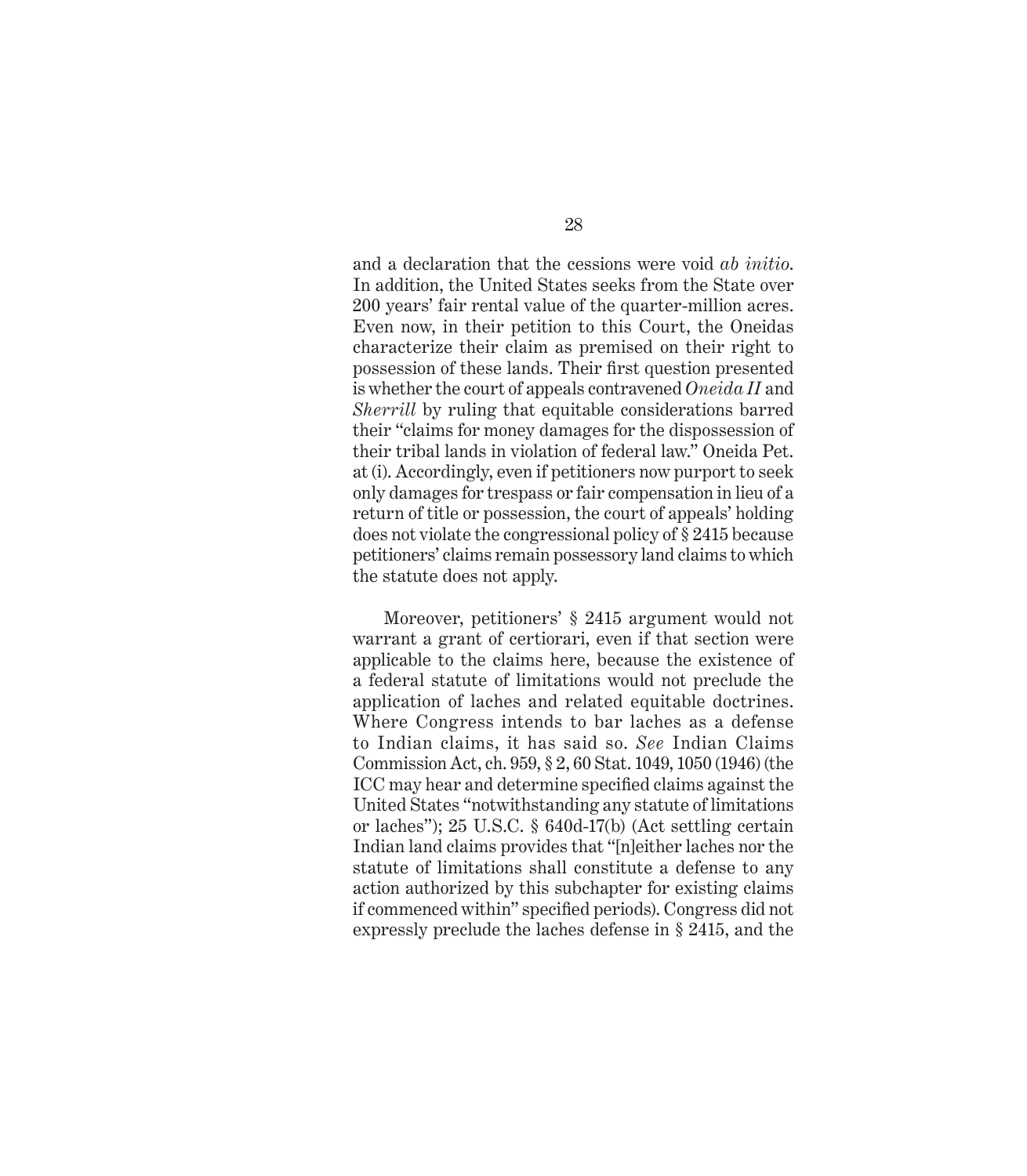and a declaration that the cessions were void *ab initio*. In addition, the United States seeks from the State over 200 years' fair rental value of the quarter-million acres. Even now, in their petition to this Court, the Oneidas characterize their claim as premised on their right to possession of these lands. Their first question presented is whether the court of appeals contravened *Oneida II* and *Sherrill* by ruling that equitable considerations barred their "claims for money damages for the dispossession of their tribal lands in violation of federal law." Oneida Pet. at (i). Accordingly, even if petitioners now purport to seek only damages for trespass or fair compensation in lieu of a return of title or possession, the court of appeals' holding does not violate the congressional policy of § 2415 because petitioners' claims remain possessory land claims to which the statute does not apply.

Moreover, petitioners' § 2415 argument would not warrant a grant of certiorari, even if that section were applicable to the claims here, because the existence of a federal statute of limitations would not preclude the application of laches and related equitable doctrines. Where Congress intends to bar laches as a defense to Indian claims, it has said so. *See* Indian Claims Commission Act, ch. 959, § 2, 60 Stat. 1049, 1050 (1946) (the ICC may hear and determine specified claims against the United States "notwithstanding any statute of limitations or laches"); 25 U.S.C. § 640d-17(b) (Act settling certain Indian land claims provides that "[n]either laches nor the statute of limitations shall constitute a defense to any action authorized by this subchapter for existing claims if commenced within" specified periods). Congress did not expressly preclude the laches defense in § 2415, and the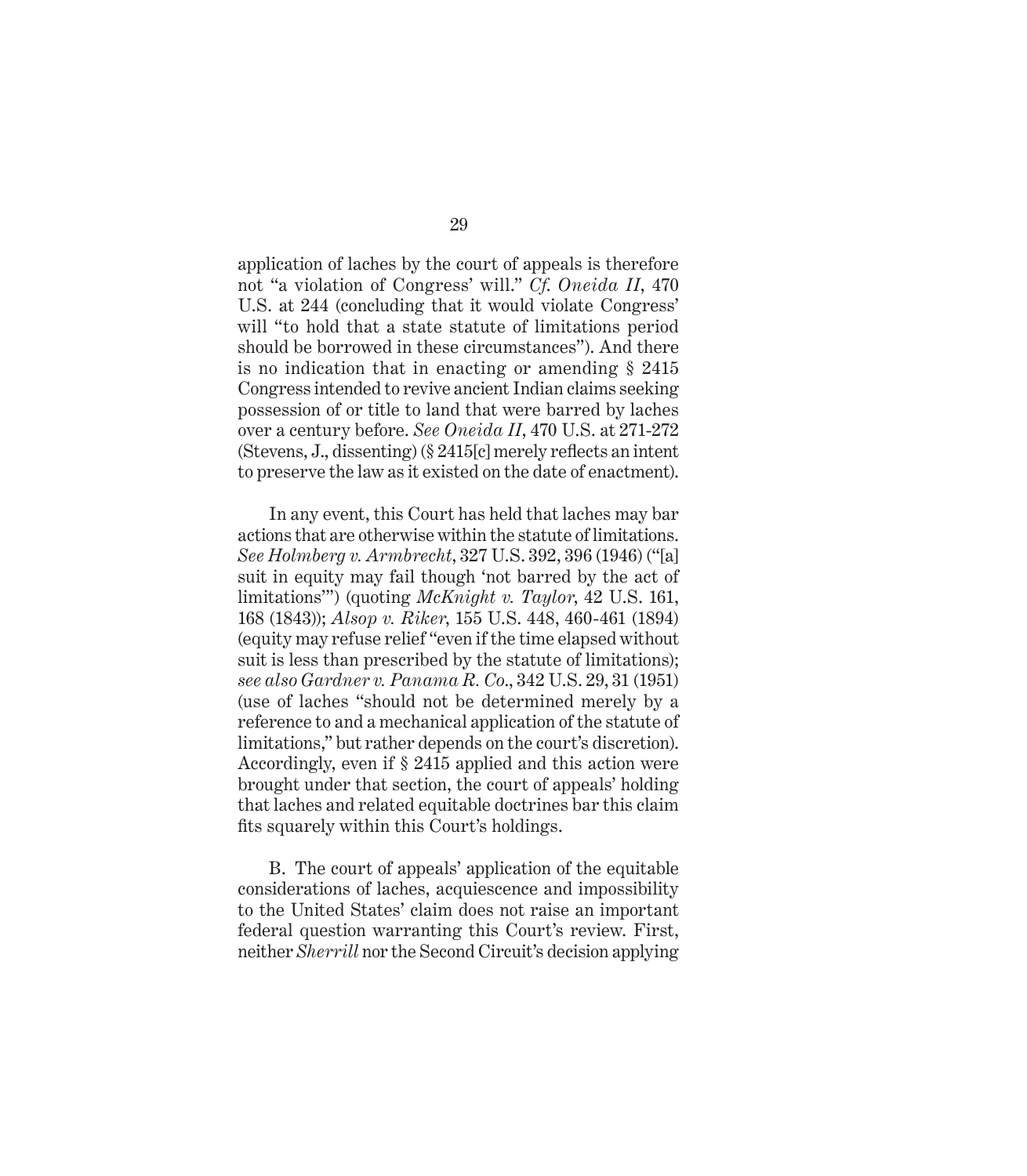application of laches by the court of appeals is therefore not "a violation of Congress' will." *Cf. Oneida II*, 470 U.S. at 244 (concluding that it would violate Congress' will "to hold that a state statute of limitations period should be borrowed in these circumstances"). And there is no indication that in enacting or amending § 2415 Congress intended to revive ancient Indian claims seeking possession of or title to land that were barred by laches over a century before. *See Oneida II*, 470 U.S. at 271-272 (Stevens, J., dissenting) (§ 2415[c] merely reflects an intent to preserve the law as it existed on the date of enactment).

In any event, this Court has held that laches may bar actions that are otherwise within the statute of limitations. *See Holmberg v. Armbrecht*, 327 U.S. 392, 396 (1946) ("[a] suit in equity may fail though 'not barred by the act of limitations'") (quoting *McKnight v. Taylor*, 42 U.S. 161, 168 (1843)); *Alsop v. Riker*, 155 U.S. 448, 460-461 (1894) (equity may refuse relief "even if the time elapsed without suit is less than prescribed by the statute of limitations); *see also Gardner v. Panama R. Co.*, 342 U.S. 29, 31 (1951) (use of laches "should not be determined merely by a reference to and a mechanical application of the statute of limitations," but rather depends on the court's discretion). Accordingly, even if § 2415 applied and this action were brought under that section, the court of appeals' holding that laches and related equitable doctrines bar this claim fits squarely within this Court's holdings.

B. The court of appeals' application of the equitable considerations of laches, acquiescence and impossibility to the United States' claim does not raise an important federal question warranting this Court's review. First, neither *Sherrill* nor the Second Circuit's decision applying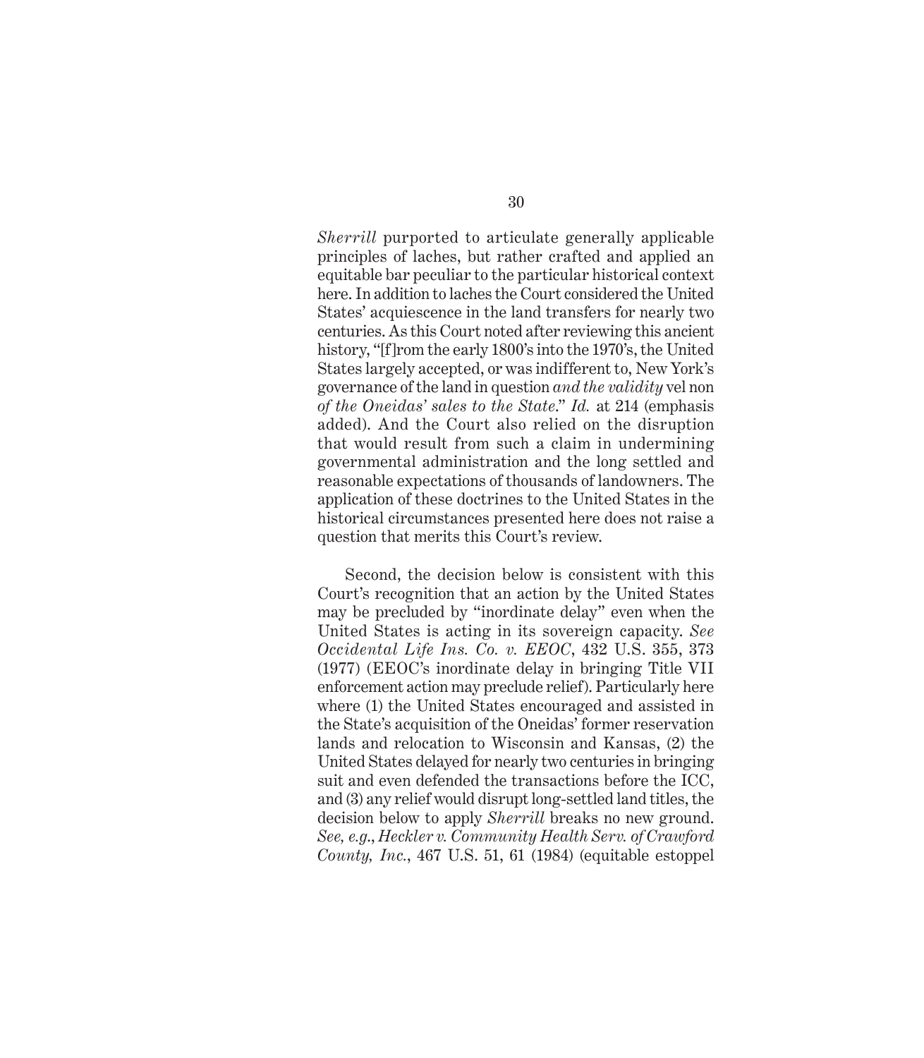*Sherrill* purported to articulate generally applicable principles of laches, but rather crafted and applied an equitable bar peculiar to the particular historical context here. In addition to laches the Court considered the United States' acquiescence in the land transfers for nearly two centuries. As this Court noted after reviewing this ancient history, "[f]rom the early 1800's into the 1970's, the United States largely accepted, or was indifferent to, New York's governance of the land in question *and the validity* vel non *of the Oneidas' sales to the State*." *Id.* at 214 (emphasis added). And the Court also relied on the disruption that would result from such a claim in undermining governmental administration and the long settled and reasonable expectations of thousands of landowners. The application of these doctrines to the United States in the historical circumstances presented here does not raise a question that merits this Court's review.

Second, the decision below is consistent with this Court's recognition that an action by the United States may be precluded by "inordinate delay" even when the United States is acting in its sovereign capacity. *See Occidental Life Ins. Co. v. EEOC*, 432 U.S. 355, 373 (1977) (EEOC's inordinate delay in bringing Title VII enforcement action may preclude relief). Particularly here where (1) the United States encouraged and assisted in the State's acquisition of the Oneidas' former reservation lands and relocation to Wisconsin and Kansas, (2) the United States delayed for nearly two centuries in bringing suit and even defended the transactions before the ICC, and (3) any relief would disrupt long-settled land titles, the decision below to apply *Sherrill* breaks no new ground. *See, e.g.*, *Heckler v. Community Health Serv. of Crawford County, Inc.*, 467 U.S. 51, 61 (1984) (equitable estoppel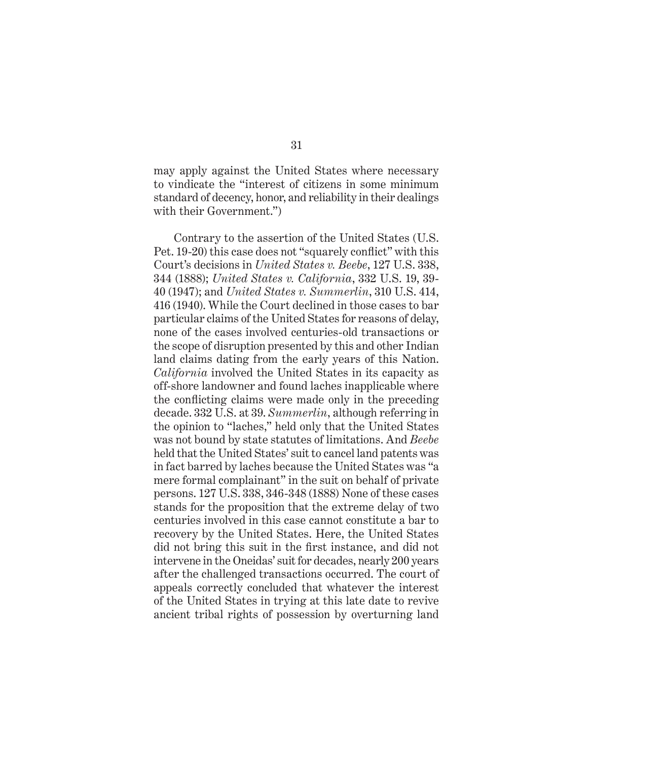may apply against the United States where necessary to vindicate the "interest of citizens in some minimum standard of decency, honor, and reliability in their dealings with their Government.")

Contrary to the assertion of the United States (U.S. Pet. 19-20) this case does not "squarely conflict" with this Court's decisions in *United States v. Beebe*, 127 U.S. 338, 344 (1888); *United States v. California*, 332 U.S. 19, 39-40 (1947); and *United States v. Summerlin*, 310 U.S. 414, 416 (1940). While the Court declined in those cases to bar particular claims of the United States for reasons of delay, none of the cases involved centuries-old transactions or the scope of disruption presented by this and other Indian land claims dating from the early years of this Nation. *California* involved the United States in its capacity as off-shore landowner and found laches inapplicable where the conflicting claims were made only in the preceding decade. 332 U.S. at 39. *Summerlin*, although referring in the opinion to "laches," held only that the United States was not bound by state statutes of limitations. And *Beebe* held that the United States' suit to cancel land patents was in fact barred by laches because the United States was "a mere formal complainant" in the suit on behalf of private persons. 127 U.S. 338, 346-348 (1888) None of these cases stands for the proposition that the extreme delay of two centuries involved in this case cannot constitute a bar to recovery by the United States. Here, the United States did not bring this suit in the first instance, and did not intervene in the Oneidas' suit for decades, nearly 200 years after the challenged transactions occurred. The court of appeals correctly concluded that whatever the interest of the United States in trying at this late date to revive ancient tribal rights of possession by overturning land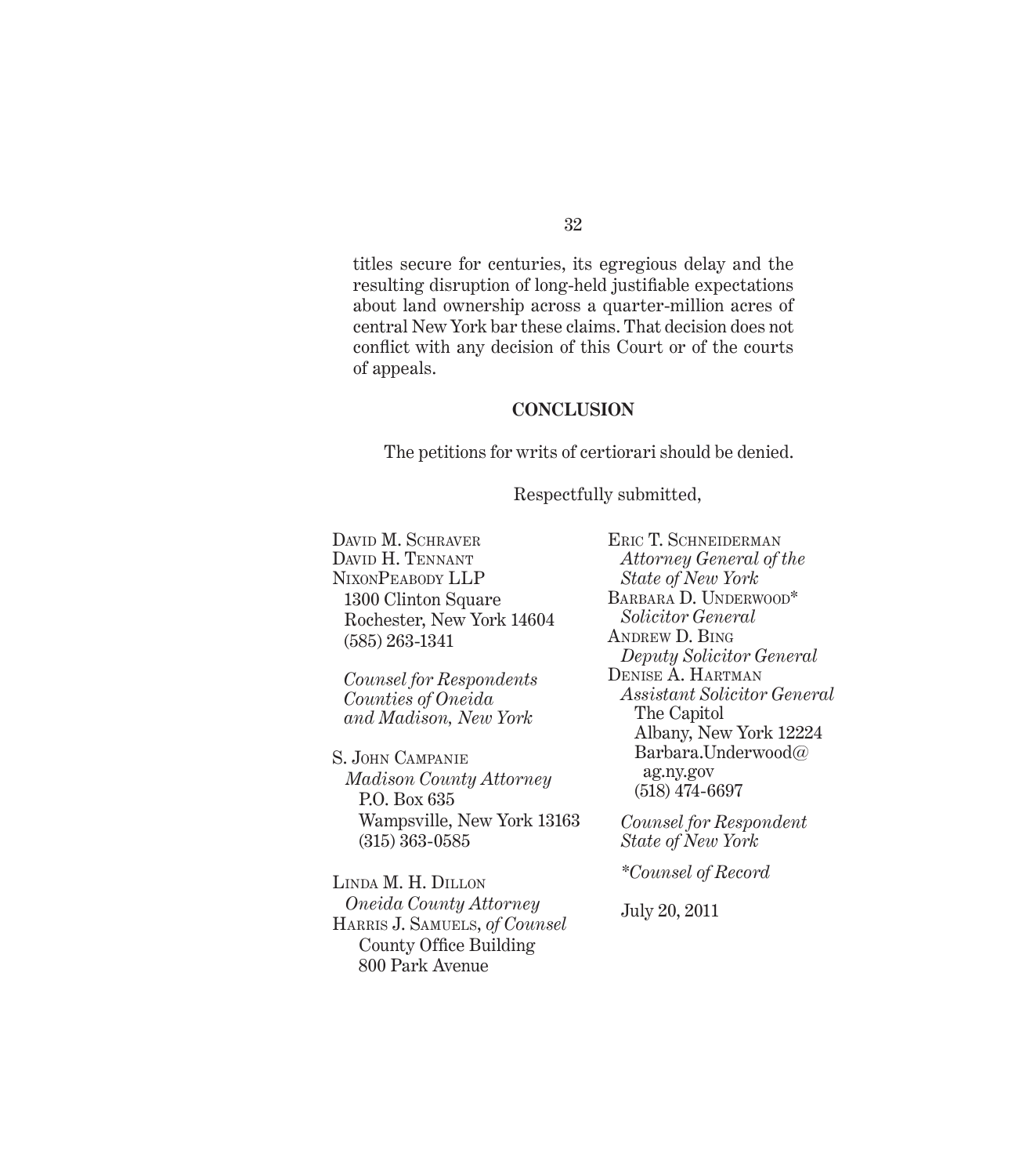titles secure for centuries, its egregious delay and the resulting disruption of long-held justifiable expectations about land ownership across a quarter-million acres of central New York bar these claims. That decision does not conflict with any decision of this Court or of the courts of appeals.

## CONCLUSION

The petitions for writs of certiorari should be denied.

Respectfully submitted,

David M. Schraver
David H. Tennant
NixonPeabody LLP
1300 Clinton Square
Rochester, New York 14604
(585) 263-1341

*Counsel for Respondents Counties of Oneida and Madison, New York*

S. John Campanie
*Madison County Attorney*
P.O. Box 635
Wampsville, New York 13163
(315) 363-0585

Linda M. H. Dillon
*Oneida County Attorney*
Harris J. Samuels, *of Counsel*
County Office Building
800 Park Avenue

Eric T. Schneiderman
*Attorney General of the State of New York*
Barbara D. Underwood*
*Solicitor General*
Andrew D. Bing
*Deputy Solicitor General*
Denise A. Hartman
*Assistant Solicitor General*
The Capitol
Albany, New York 12224
Barbara.Underwood@ag.ny.gov
(518) 474-6697

*Counsel for Respondent State of New York*

*\*Counsel of Record*

July 20, 2011